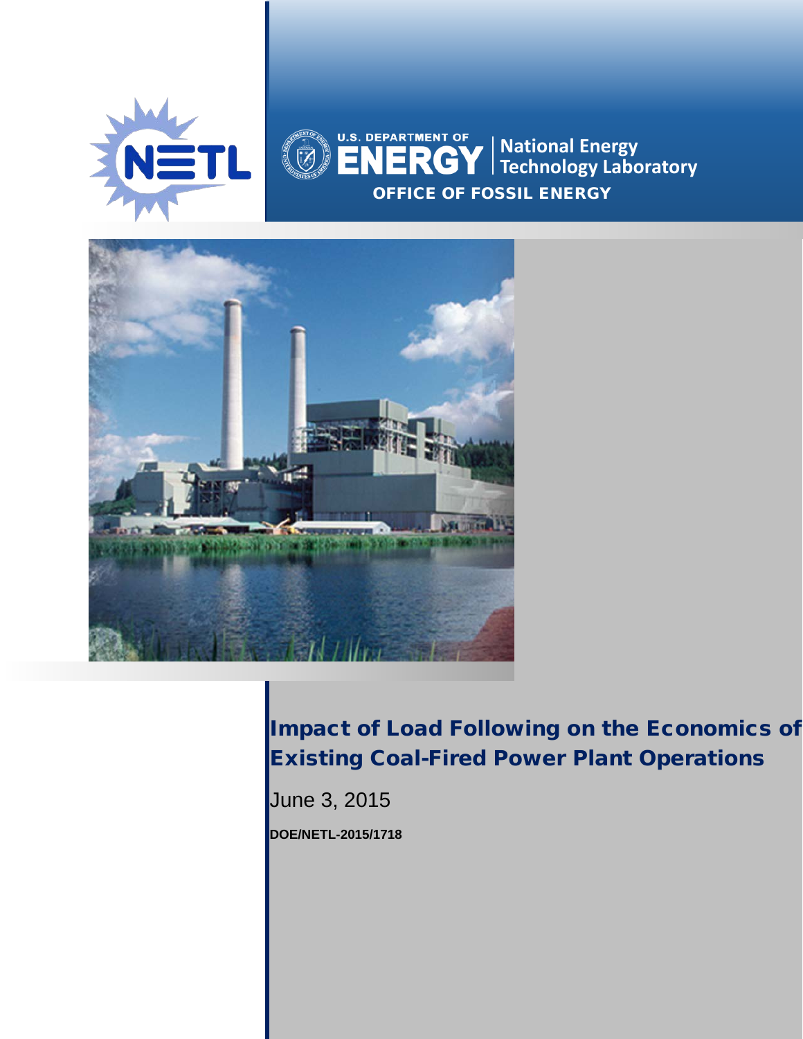NETL

U.S. DEPARTMENT OF ENERGY | National Energy Technology Laboratory

OFFICE OF FOSSIL ENERGY

# Impact of Load Following on the Economics of Existing Coal-Fired Power Plant Operations

June 3, 2015

**DOE/NETL-2015/1718**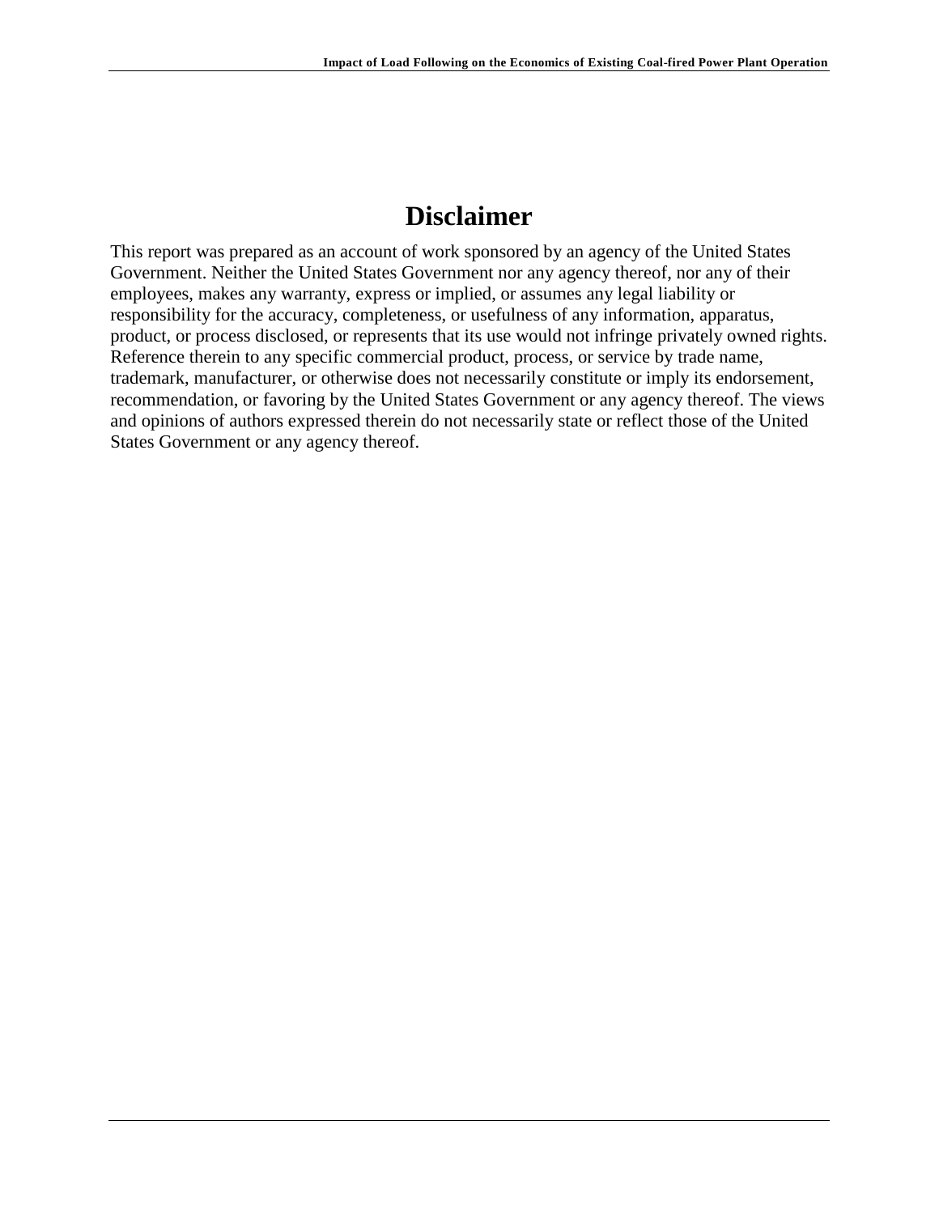# Disclaimer

This report was prepared as an account of work sponsored by an agency of the United States Government. Neither the United States Government nor any agency thereof, nor any of their employees, makes any warranty, express or implied, or assumes any legal liability or responsibility for the accuracy, completeness, or usefulness of any information, apparatus, product, or process disclosed, or represents that its use would not infringe privately owned rights. Reference therein to any specific commercial product, process, or service by trade name, trademark, manufacturer, or otherwise does not necessarily constitute or imply its endorsement, recommendation, or favoring by the United States Government or any agency thereof. The views and opinions of authors expressed therein do not necessarily state or reflect those of the United States Government or any agency thereof.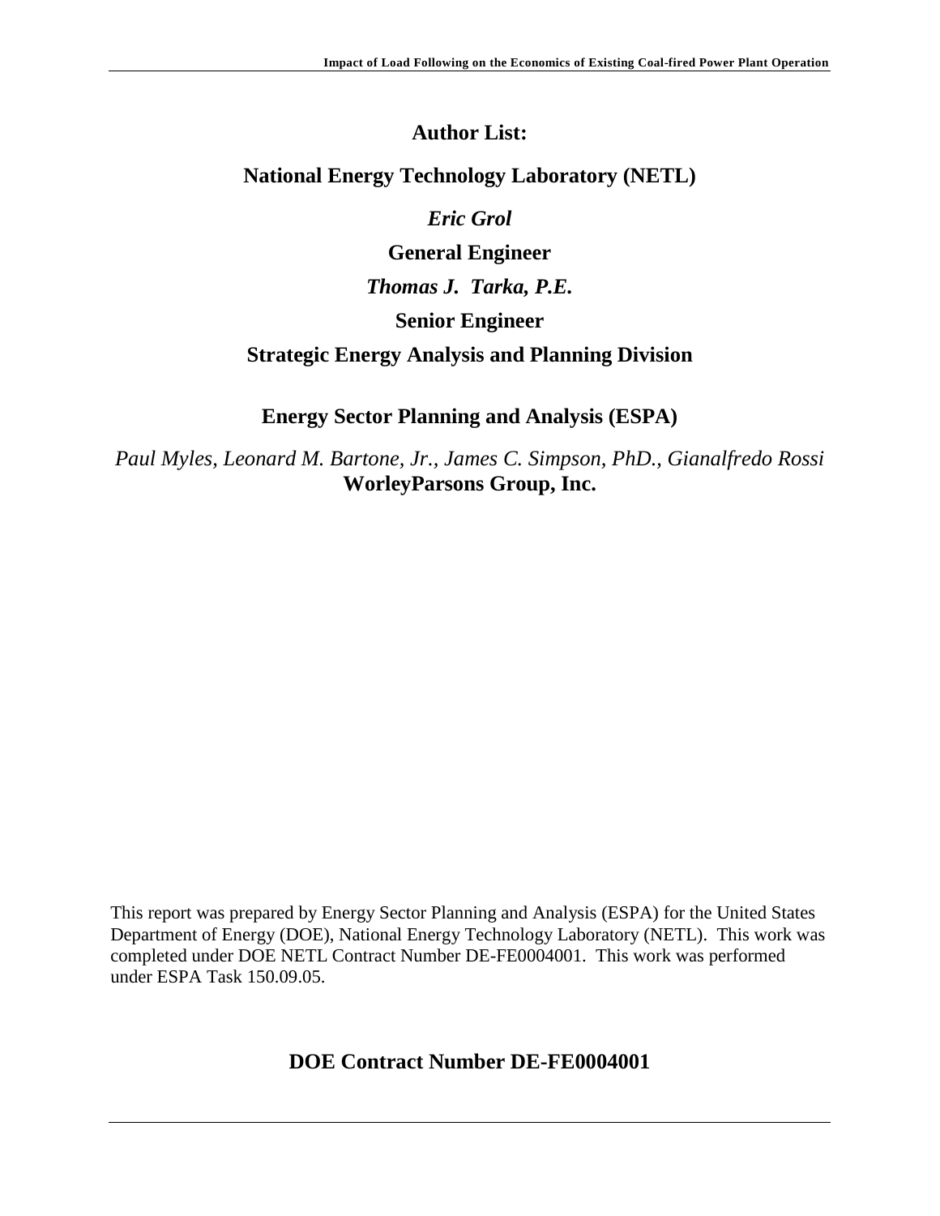**Author List:**

**National Energy Technology Laboratory (NETL)**

*Eric Grol*

**General Engineer**

***Thomas J. Tarka, P.E.***

**Senior Engineer**

**Strategic Energy Analysis and Planning Division**

**Energy Sector Planning and Analysis (ESPA)**

*Paul Myles, Leonard M. Bartone, Jr., James C. Simpson, PhD., Gianalfredo Rossi*
**WorleyParsons Group, Inc.**

This report was prepared by Energy Sector Planning and Analysis (ESPA) for the United States Department of Energy (DOE), National Energy Technology Laboratory (NETL). This work was completed under DOE NETL Contract Number DE-FE0004001. This work was performed under ESPA Task 150.09.05.

**DOE Contract Number DE-FE0004001**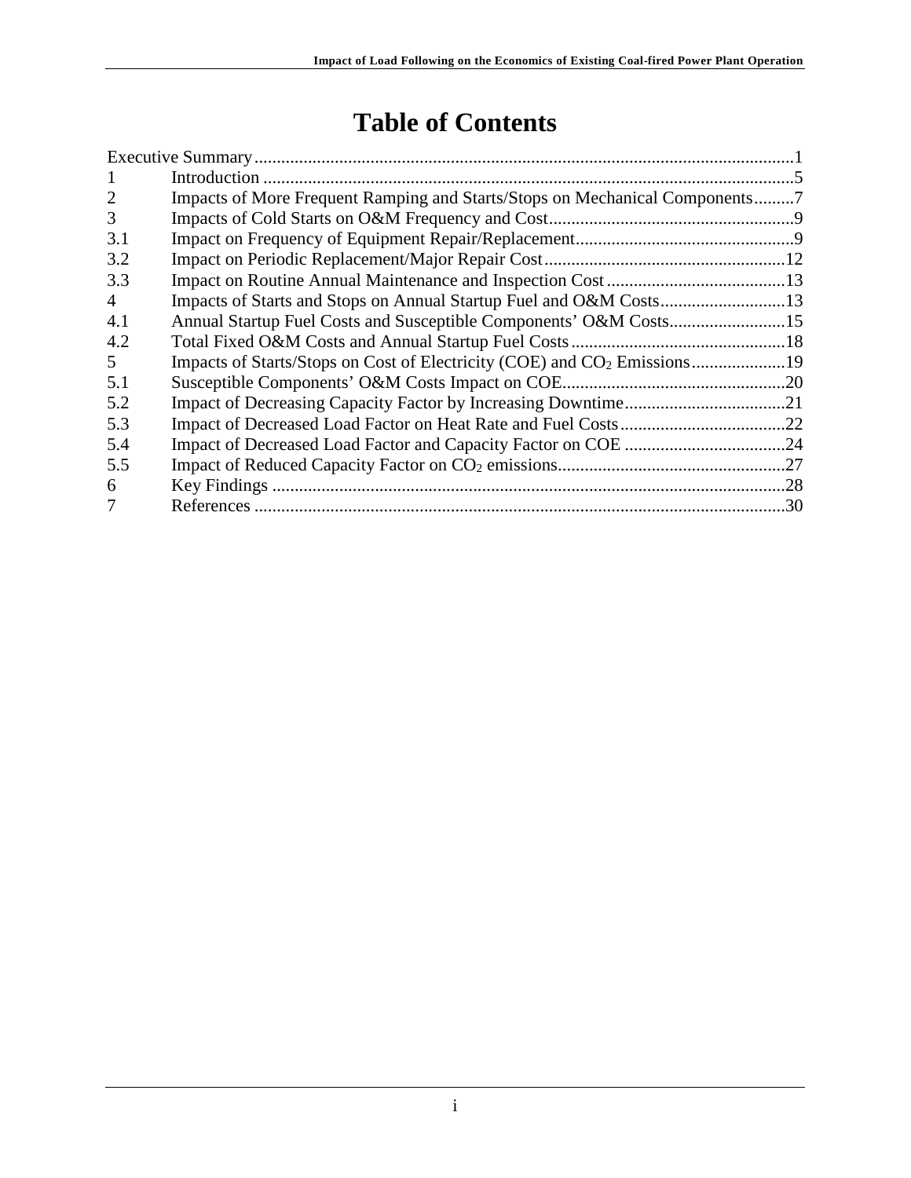# Table of Contents

| | | |
|---|---|---|
| Executive Summary | | 1 |
| 1 | Introduction | 5 |
| 2 | Impacts of More Frequent Ramping and Starts/Stops on Mechanical Components | 7 |
| 3 | Impacts of Cold Starts on O&M Frequency and Cost | 9 |
| 3.1 | Impact on Frequency of Equipment Repair/Replacement | 9 |
| 3.2 | Impact on Periodic Replacement/Major Repair Cost | 12 |
| 3.3 | Impact on Routine Annual Maintenance and Inspection Cost | 13 |
| 4 | Impacts of Starts and Stops on Annual Startup Fuel and O&M Costs | 13 |
| 4.1 | Annual Startup Fuel Costs and Susceptible Components' O&M Costs | 15 |
| 4.2 | Total Fixed O&M Costs and Annual Startup Fuel Costs | 18 |
| 5 | Impacts of Starts/Stops on Cost of Electricity (COE) and $CO_2$ Emissions | 19 |
| 5.1 | Susceptible Components' O&M Costs Impact on COE | 20 |
| 5.2 | Impact of Decreasing Capacity Factor by Increasing Downtime | 21 |
| 5.3 | Impact of Decreased Load Factor on Heat Rate and Fuel Costs | 22 |
| 5.4 | Impact of Decreased Load Factor and Capacity Factor on COE | 24 |
| 5.5 | Impact of Reduced Capacity Factor on $CO_2$ emissions | 27 |
| 6 | Key Findings | 28 |
| 7 | References | 30 |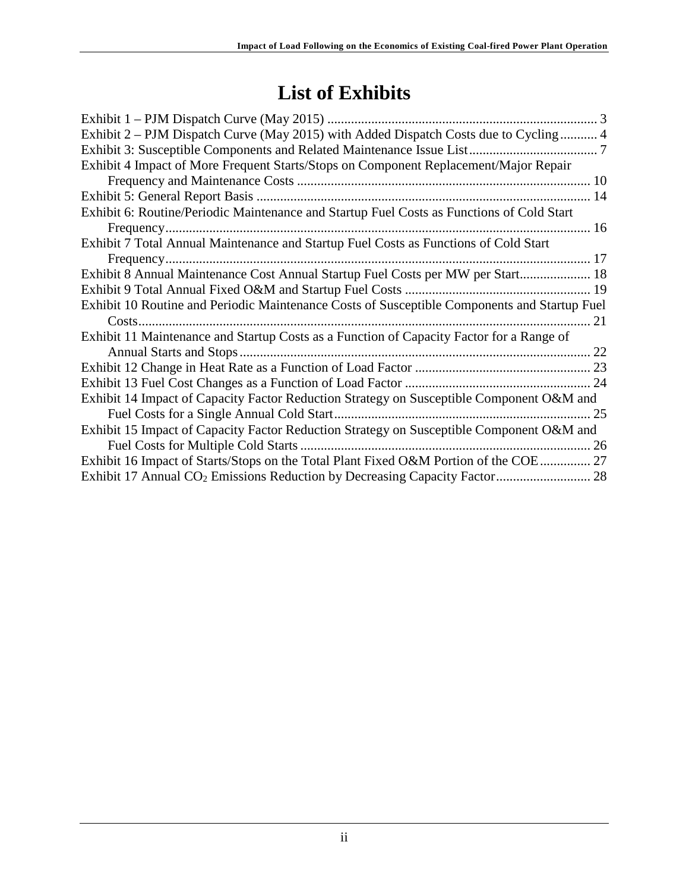# List of Exhibits

Exhibit 1 – PJM Dispatch Curve (May 2015) ............................................................................... 3
Exhibit 2 – PJM Dispatch Curve (May 2015) with Added Dispatch Costs due to Cycling ........... 4
Exhibit 3: Susceptible Components and Related Maintenance Issue List ...................................... 7
Exhibit 4 Impact of More Frequent Starts/Stops on Component Replacement/Major Repair Frequency and Maintenance Costs ...................................................................................... 10
Exhibit 5: General Report Basis .................................................................................................. 14
Exhibit 6: Routine/Periodic Maintenance and Startup Fuel Costs as Functions of Cold Start Frequency ............................................................................................................................. 16
Exhibit 7 Total Annual Maintenance and Startup Fuel Costs as Functions of Cold Start Frequency ............................................................................................................................. 17
Exhibit 8 Annual Maintenance Cost Annual Startup Fuel Costs per MW per Start ..................... 18
Exhibit 9 Total Annual Fixed O&M and Startup Fuel Costs ...................................................... 19
Exhibit 10 Routine and Periodic Maintenance Costs of Susceptible Components and Startup Fuel Costs .................................................................................................................................... 21
Exhibit 11 Maintenance and Startup Costs as a Function of Capacity Factor for a Range of Annual Starts and Stops ....................................................................................................... 22
Exhibit 12 Change in Heat Rate as a Function of Load Factor .................................................... 23
Exhibit 13 Fuel Cost Changes as a Function of Load Factor ....................................................... 24
Exhibit 14 Impact of Capacity Factor Reduction Strategy on Susceptible Component O&M and Fuel Costs for a Single Annual Cold Start ........................................................................... 25
Exhibit 15 Impact of Capacity Factor Reduction Strategy on Susceptible Component O&M and Fuel Costs for Multiple Cold Starts ..................................................................................... 26
Exhibit 16 Impact of Starts/Stops on the Total Plant Fixed O&M Portion of the COE ............... 27
Exhibit 17 Annual $CO_2$ Emissions Reduction by Decreasing Capacity Factor ............................ 28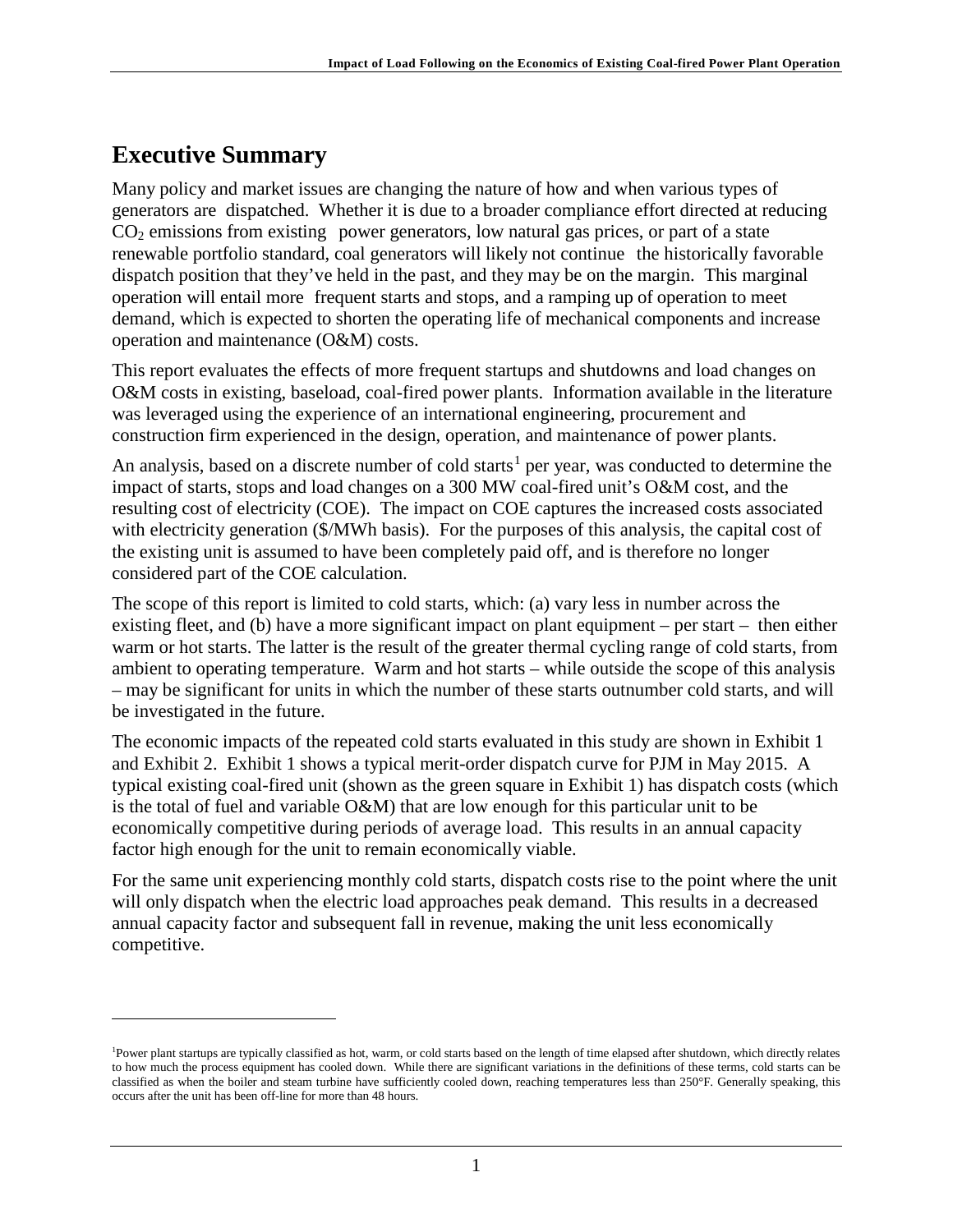# Executive Summary

Many policy and market issues are changing the nature of how and when various types of generators are dispatched. Whether it is due to a broader compliance effort directed at reducing $CO_2$ emissions from existing power generators, low natural gas prices, or part of a state renewable portfolio standard, coal generators will likely not continue the historically favorable dispatch position that they've held in the past, and they may be on the margin. This marginal operation will entail more frequent starts and stops, and a ramping up of operation to meet demand, which is expected to shorten the operating life of mechanical components and increase operation and maintenance (O&M) costs.

This report evaluates the effects of more frequent startups and shutdowns and load changes on O&M costs in existing, baseload, coal-fired power plants. Information available in the literature was leveraged using the experience of an international engineering, procurement and construction firm experienced in the design, operation, and maintenance of power plants.

An analysis, based on a discrete number of cold starts[1] per year, was conducted to determine the impact of starts, stops and load changes on a 300 MW coal-fired unit's O&M cost, and the resulting cost of electricity (COE). The impact on COE captures the increased costs associated with electricity generation ($/MWh basis). For the purposes of this analysis, the capital cost of the existing unit is assumed to have been completely paid off, and is therefore no longer considered part of the COE calculation.

The scope of this report is limited to cold starts, which: (a) vary less in number across the existing fleet, and (b) have a more significant impact on plant equipment – per start – then either warm or hot starts. The latter is the result of the greater thermal cycling range of cold starts, from ambient to operating temperature. Warm and hot starts – while outside the scope of this analysis – may be significant for units in which the number of these starts outnumber cold starts, and will be investigated in the future.

The economic impacts of the repeated cold starts evaluated in this study are shown in Exhibit 1 and Exhibit 2. Exhibit 1 shows a typical merit-order dispatch curve for PJM in May 2015. A typical existing coal-fired unit (shown as the green square in Exhibit 1) has dispatch costs (which is the total of fuel and variable O&M) that are low enough for this particular unit to be economically competitive during periods of average load. This results in an annual capacity factor high enough for the unit to remain economically viable.

For the same unit experiencing monthly cold starts, dispatch costs rise to the point where the unit will only dispatch when the electric load approaches peak demand. This results in a decreased annual capacity factor and subsequent fall in revenue, making the unit less economically competitive.

---

[1]Power plant startups are typically classified as hot, warm, or cold starts based on the length of time elapsed after shutdown, which directly relates to how much the process equipment has cooled down. While there are significant variations in the definitions of these terms, cold starts can be classified as when the boiler and steam turbine have sufficiently cooled down, reaching temperatures less than 250°F. Generally speaking, this occurs after the unit has been off-line for more than 48 hours.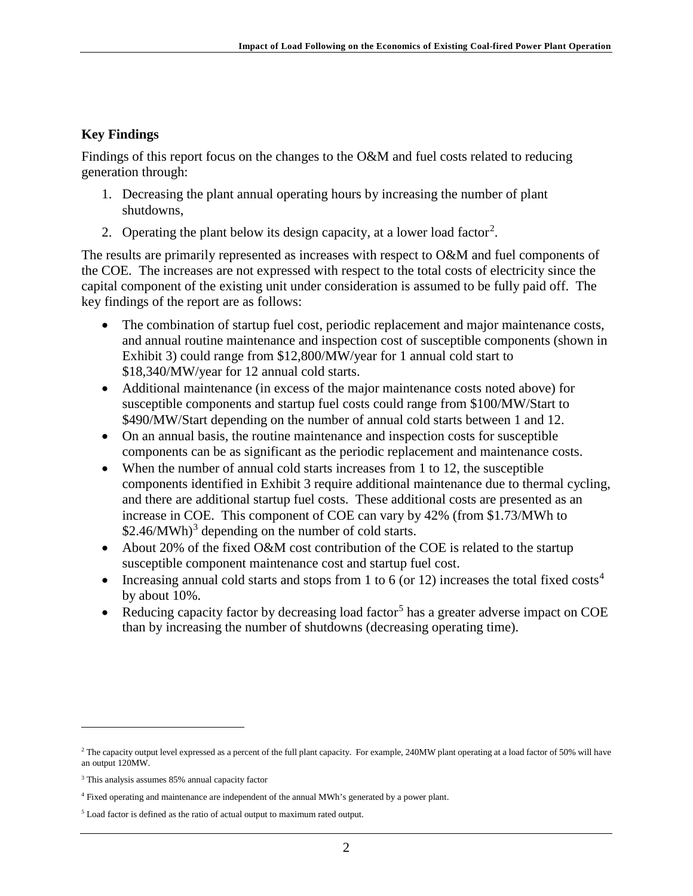## Key Findings

Findings of this report focus on the changes to the O&M and fuel costs related to reducing generation through:

1. Decreasing the plant annual operating hours by increasing the number of plant shutdowns,
2. Operating the plant below its design capacity, at a lower load factor[2].

The results are primarily represented as increases with respect to O&M and fuel components of the COE. The increases are not expressed with respect to the total costs of electricity since the capital component of the existing unit under consideration is assumed to be fully paid off. The key findings of the report are as follows:

- The combination of startup fuel cost, periodic replacement and major maintenance costs, and annual routine maintenance and inspection cost of susceptible components (shown in Exhibit 3) could range from $12,800/MW/year for 1 annual cold start to $18,340/MW/year for 12 annual cold starts.
- Additional maintenance (in excess of the major maintenance costs noted above) for susceptible components and startup fuel costs could range from $100/MW/Start to $490/MW/Start depending on the number of annual cold starts between 1 and 12.
- On an annual basis, the routine maintenance and inspection costs for susceptible components can be as significant as the periodic replacement and maintenance costs.
- When the number of annual cold starts increases from 1 to 12, the susceptible components identified in Exhibit 3 require additional maintenance due to thermal cycling, and there are additional startup fuel costs. These additional costs are presented as an increase in COE. This component of COE can vary by 42% (from $1.73/MWh to $2.46/MWh)[3] depending on the number of cold starts.
- About 20% of the fixed O&M cost contribution of the COE is related to the startup susceptible component maintenance cost and startup fuel cost.
- Increasing annual cold starts and stops from 1 to 6 (or 12) increases the total fixed costs[4] by about 10%.
- Reducing capacity factor by decreasing load factor[5] has a greater adverse impact on COE than by increasing the number of shutdowns (decreasing operating time).

---

[2] The capacity output level expressed as a percent of the full plant capacity. For example, 240MW plant operating at a load factor of 50% will have an output 120MW.

[3] This analysis assumes 85% annual capacity factor

[4] Fixed operating and maintenance are independent of the annual MWh's generated by a power plant.

[5] Load factor is defined as the ratio of actual output to maximum rated output.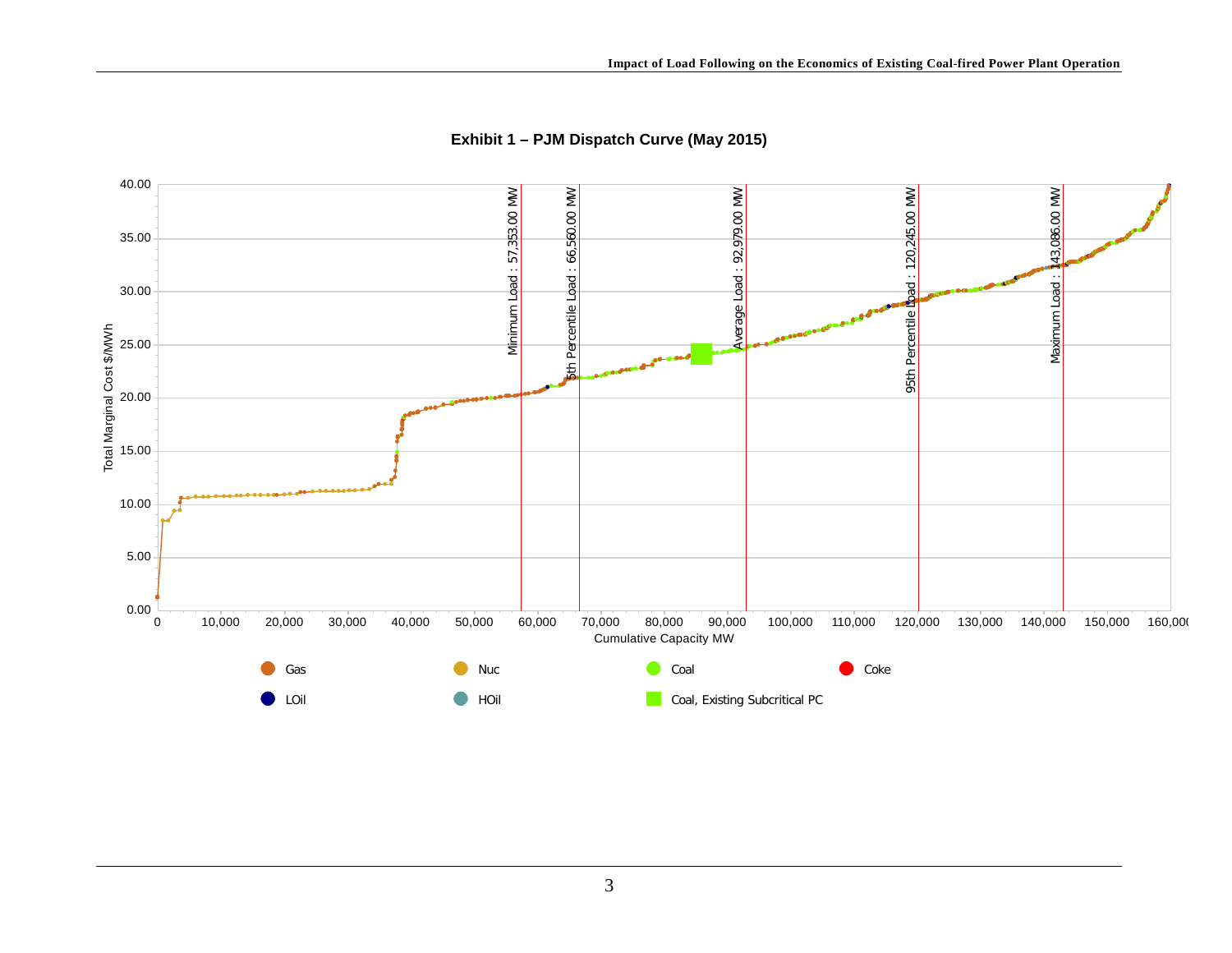**Exhibit 1 – PJM Dispatch Curve (May 2015)**

Minimum Load : 57,353.00 MW

5th Percentile Load : 66,560.00 MW

Average Load : 92,979.00 MW

95th Percentile Load : 120,245.00 MW

Maximum Load : 143,086.00 MW

Total Marginal Cost $/MWh

Cumulative Capacity MW

Gas | Nuc | Coal | Coke | LOil | HOil | Coal, Existing Subcritical PC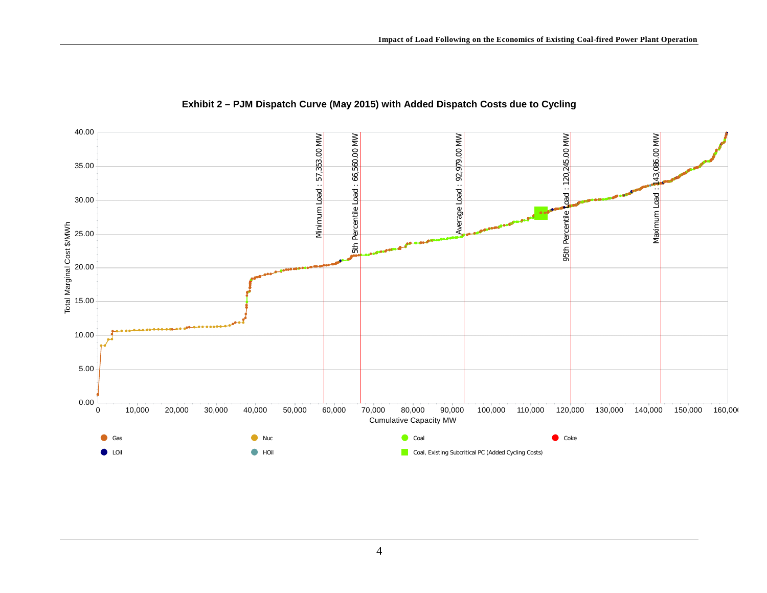**Exhibit 2 – PJM Dispatch Curve (May 2015) with Added Dispatch Costs due to Cycling**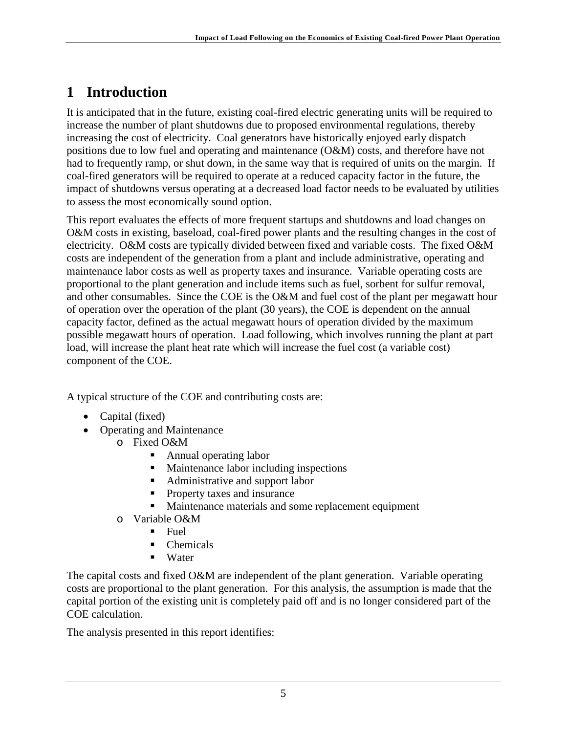# 1 Introduction

It is anticipated that in the future, existing coal-fired electric generating units will be required to increase the number of plant shutdowns due to proposed environmental regulations, thereby increasing the cost of electricity. Coal generators have historically enjoyed early dispatch positions due to low fuel and operating and maintenance (O&M) costs, and therefore have not had to frequently ramp, or shut down, in the same way that is required of units on the margin. If coal-fired generators will be required to operate at a reduced capacity factor in the future, the impact of shutdowns versus operating at a decreased load factor needs to be evaluated by utilities to assess the most economically sound option.

This report evaluates the effects of more frequent startups and shutdowns and load changes on O&M costs in existing, baseload, coal-fired power plants and the resulting changes in the cost of electricity. O&M costs are typically divided between fixed and variable costs. The fixed O&M costs are independent of the generation from a plant and include administrative, operating and maintenance labor costs as well as property taxes and insurance. Variable operating costs are proportional to the plant generation and include items such as fuel, sorbent for sulfur removal, and other consumables. Since the COE is the O&M and fuel cost of the plant per megawatt hour of operation over the operation of the plant (30 years), the COE is dependent on the annual capacity factor, defined as the actual megawatt hours of operation divided by the maximum possible megawatt hours of operation. Load following, which involves running the plant at part load, will increase the plant heat rate which will increase the fuel cost (a variable cost) component of the COE.

A typical structure of the COE and contributing costs are:

- Capital (fixed)
- Operating and Maintenance
  - Fixed O&M
    - Annual operating labor
    - Maintenance labor including inspections
    - Administrative and support labor
    - Property taxes and insurance
    - Maintenance materials and some replacement equipment
  - Variable O&M
    - Fuel
    - Chemicals
    - Water

The capital costs and fixed O&M are independent of the plant generation. Variable operating costs are proportional to the plant generation. For this analysis, the assumption is made that the capital portion of the existing unit is completely paid off and is no longer considered part of the COE calculation.

The analysis presented in this report identifies: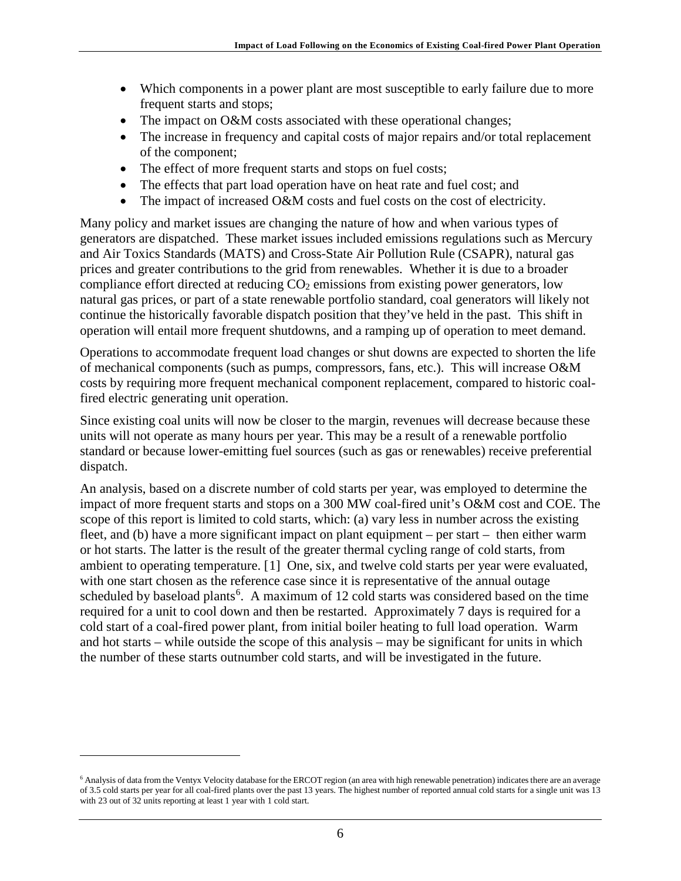- Which components in a power plant are most susceptible to early failure due to more frequent starts and stops;
- The impact on O&M costs associated with these operational changes;
- The increase in frequency and capital costs of major repairs and/or total replacement of the component;
- The effect of more frequent starts and stops on fuel costs;
- The effects that part load operation have on heat rate and fuel cost; and
- The impact of increased O&M costs and fuel costs on the cost of electricity.

Many policy and market issues are changing the nature of how and when various types of generators are dispatched. These market issues included emissions regulations such as Mercury and Air Toxics Standards (MATS) and Cross-State Air Pollution Rule (CSAPR), natural gas prices and greater contributions to the grid from renewables. Whether it is due to a broader compliance effort directed at reducing $CO_2$ emissions from existing power generators, low natural gas prices, or part of a state renewable portfolio standard, coal generators will likely not continue the historically favorable dispatch position that they've held in the past. This shift in operation will entail more frequent shutdowns, and a ramping up of operation to meet demand.

Operations to accommodate frequent load changes or shut downs are expected to shorten the life of mechanical components (such as pumps, compressors, fans, etc.). This will increase O&M costs by requiring more frequent mechanical component replacement, compared to historic coal-fired electric generating unit operation.

Since existing coal units will now be closer to the margin, revenues will decrease because these units will not operate as many hours per year. This may be a result of a renewable portfolio standard or because lower-emitting fuel sources (such as gas or renewables) receive preferential dispatch.

An analysis, based on a discrete number of cold starts per year, was employed to determine the impact of more frequent starts and stops on a 300 MW coal-fired unit's O&M cost and COE. The scope of this report is limited to cold starts, which: (a) vary less in number across the existing fleet, and (b) have a more significant impact on plant equipment – per start – then either warm or hot starts. The latter is the result of the greater thermal cycling range of cold starts, from ambient to operating temperature. [1] One, six, and twelve cold starts per year were evaluated, with one start chosen as the reference case since it is representative of the annual outage scheduled by baseload plants[6]. A maximum of 12 cold starts was considered based on the time required for a unit to cool down and then be restarted. Approximately 7 days is required for a cold start of a coal-fired power plant, from initial boiler heating to full load operation. Warm and hot starts – while outside the scope of this analysis – may be significant for units in which the number of these starts outnumber cold starts, and will be investigated in the future.

---

[6] Analysis of data from the Ventyx Velocity database for the ERCOT region (an area with high renewable penetration) indicates there are an average of 3.5 cold starts per year for all coal-fired plants over the past 13 years. The highest number of reported annual cold starts for a single unit was 13 with 23 out of 32 units reporting at least 1 year with 1 cold start.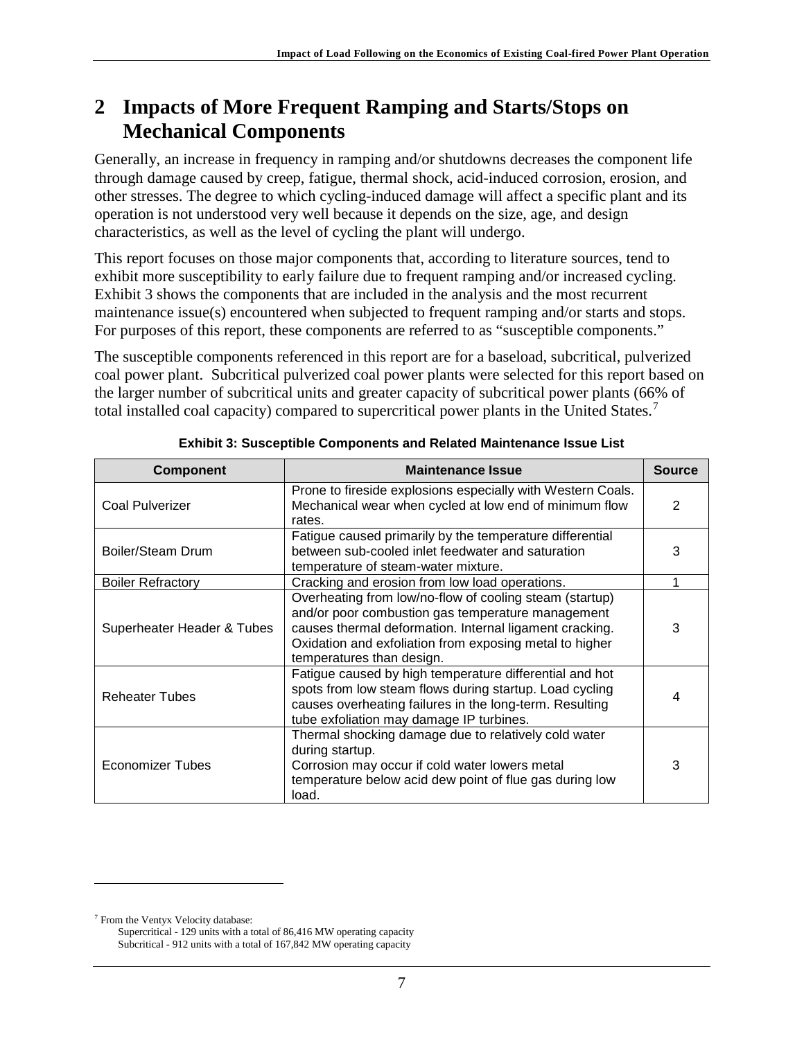# 2 Impacts of More Frequent Ramping and Starts/Stops on Mechanical Components

Generally, an increase in frequency in ramping and/or shutdowns decreases the component life through damage caused by creep, fatigue, thermal shock, acid-induced corrosion, erosion, and other stresses. The degree to which cycling-induced damage will affect a specific plant and its operation is not understood very well because it depends on the size, age, and design characteristics, as well as the level of cycling the plant will undergo.

This report focuses on those major components that, according to literature sources, tend to exhibit more susceptibility to early failure due to frequent ramping and/or increased cycling. Exhibit 3 shows the components that are included in the analysis and the most recurrent maintenance issue(s) encountered when subjected to frequent ramping and/or starts and stops. For purposes of this report, these components are referred to as "susceptible components."

The susceptible components referenced in this report are for a baseload, subcritical, pulverized coal power plant. Subcritical pulverized coal power plants were selected for this report based on the larger number of subcritical units and greater capacity of subcritical power plants (66% of total installed coal capacity) compared to supercritical power plants in the United States.[7]

**Exhibit 3: Susceptible Components and Related Maintenance Issue List**

| Component | Maintenance Issue | Source |
|---|---|---|
| Coal Pulverizer | Prone to fireside explosions especially with Western Coals. Mechanical wear when cycled at low end of minimum flow rates. | 2 |
| Boiler/Steam Drum | Fatigue caused primarily by the temperature differential between sub-cooled inlet feedwater and saturation temperature of steam-water mixture. | 3 |
| Boiler Refractory | Cracking and erosion from low load operations. | 1 |
| Superheater Header & Tubes | Overheating from low/no-flow of cooling steam (startup) and/or poor combustion gas temperature management causes thermal deformation. Internal ligament cracking. Oxidation and exfoliation from exposing metal to higher temperatures than design. | 3 |
| Reheater Tubes | Fatigue caused by high temperature differential and hot spots from low steam flows during startup. Load cycling causes overheating failures in the long-term. Resulting tube exfoliation may damage IP turbines. | 4 |
| Economizer Tubes | Thermal shocking damage due to relatively cold water during startup. Corrosion may occur if cold water lowers metal temperature below acid dew point of flue gas during low load. | 3 |

[7] From the Ventyx Velocity database:
Supercritical - 129 units with a total of 86,416 MW operating capacity
Subcritical - 912 units with a total of 167,842 MW operating capacity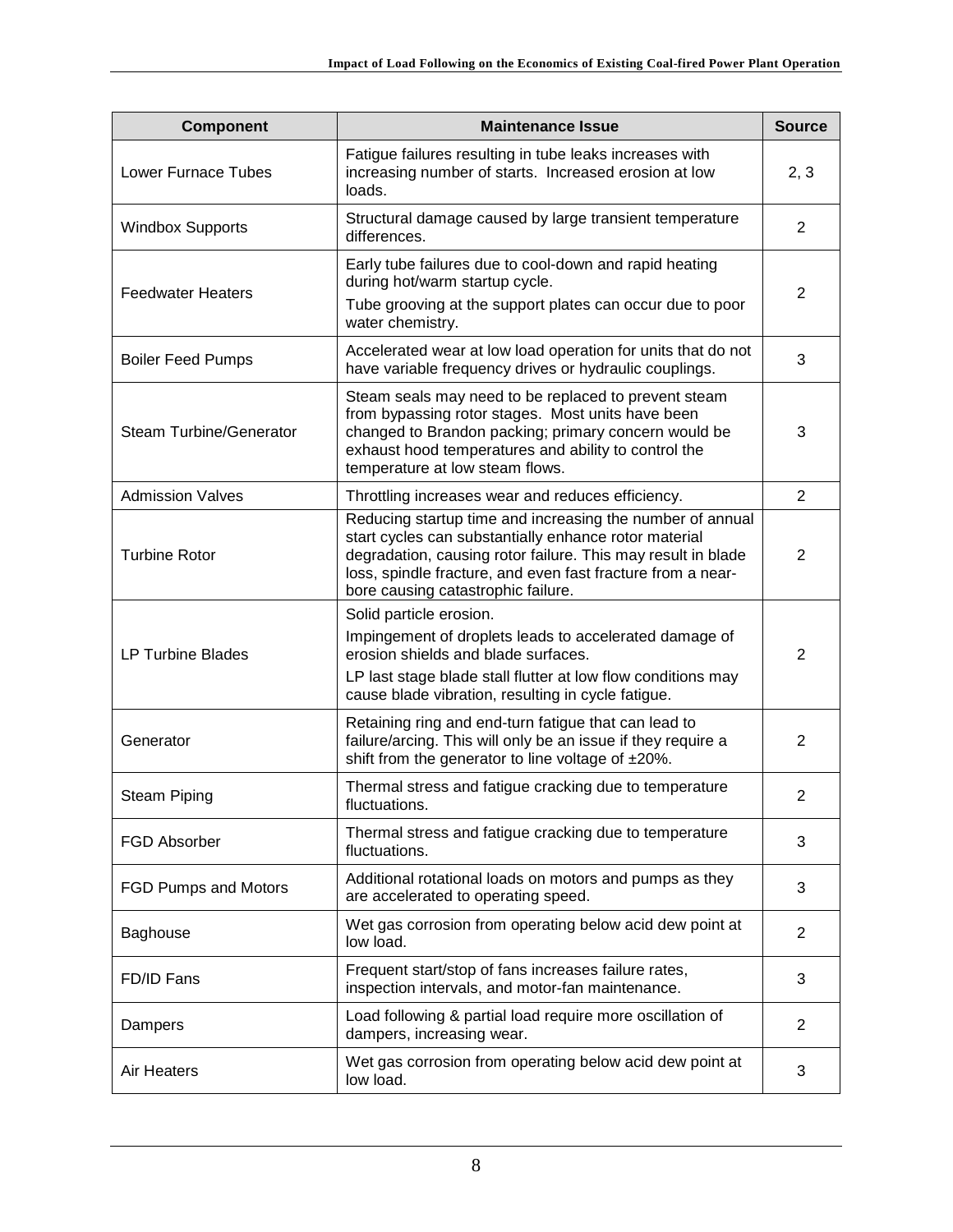| Component | Maintenance Issue | Source |
|---|---|---|
| Lower Furnace Tubes | Fatigue failures resulting in tube leaks increases with increasing number of starts. Increased erosion at low loads. | 2, 3 |
| Windbox Supports | Structural damage caused by large transient temperature differences. | 2 |
| Feedwater Heaters | Early tube failures due to cool-down and rapid heating during hot/warm startup cycle.<br>Tube grooving at the support plates can occur due to poor water chemistry. | 2 |
| Boiler Feed Pumps | Accelerated wear at low load operation for units that do not have variable frequency drives or hydraulic couplings. | 3 |
| Steam Turbine/Generator | Steam seals may need to be replaced to prevent steam from bypassing rotor stages. Most units have been changed to Brandon packing; primary concern would be exhaust hood temperatures and ability to control the temperature at low steam flows. | 3 |
| Admission Valves | Throttling increases wear and reduces efficiency. | 2 |
| Turbine Rotor | Reducing startup time and increasing the number of annual start cycles can substantially enhance rotor material degradation, causing rotor failure. This may result in blade loss, spindle fracture, and even fast fracture from a near-bore causing catastrophic failure. | 2 |
| LP Turbine Blades | Solid particle erosion.<br>Impingement of droplets leads to accelerated damage of erosion shields and blade surfaces.<br>LP last stage blade stall flutter at low flow conditions may cause blade vibration, resulting in cycle fatigue. | 2 |
| Generator | Retaining ring and end-turn fatigue that can lead to failure/arcing. This will only be an issue if they require a shift from the generator to line voltage of ±20%. | 2 |
| Steam Piping | Thermal stress and fatigue cracking due to temperature fluctuations. | 2 |
| FGD Absorber | Thermal stress and fatigue cracking due to temperature fluctuations. | 3 |
| FGD Pumps and Motors | Additional rotational loads on motors and pumps as they are accelerated to operating speed. | 3 |
| Baghouse | Wet gas corrosion from operating below acid dew point at low load. | 2 |
| FD/ID Fans | Frequent start/stop of fans increases failure rates, inspection intervals, and motor-fan maintenance. | 3 |
| Dampers | Load following & partial load require more oscillation of dampers, increasing wear. | 2 |
| Air Heaters | Wet gas corrosion from operating below acid dew point at low load. | 3 |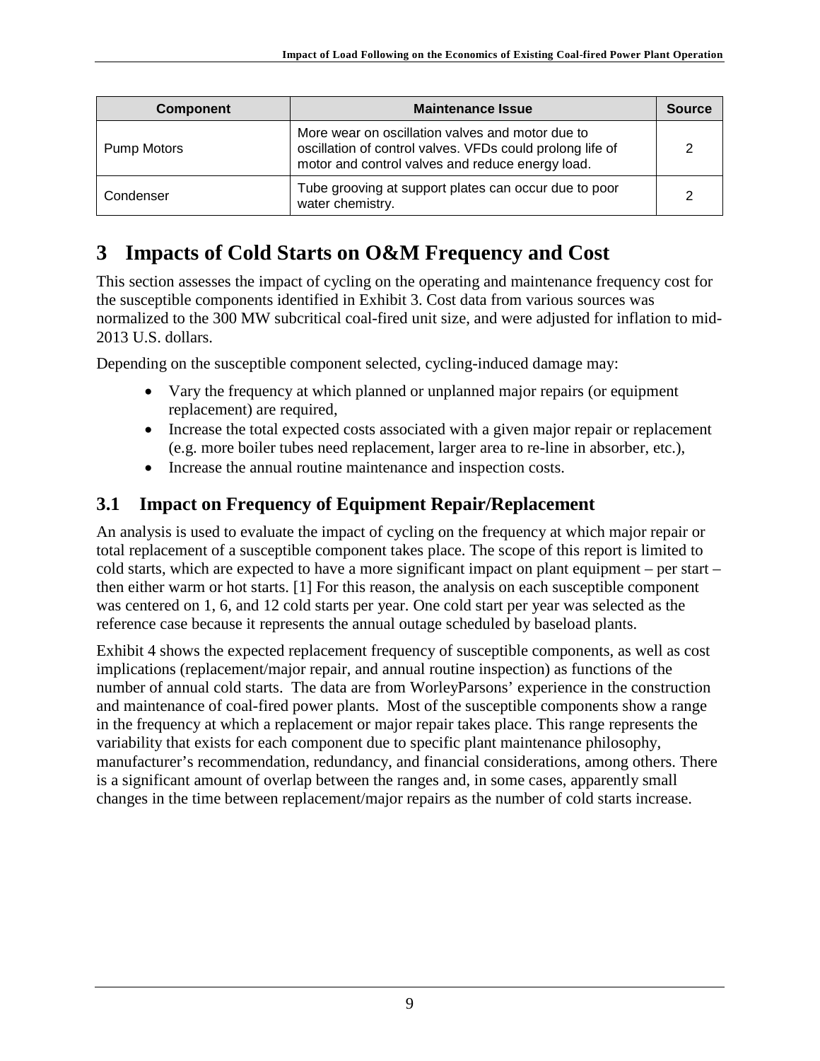| Component | Maintenance Issue | Source |
| --- | --- | --- |
| Pump Motors | More wear on oscillation valves and motor due to oscillation of control valves. VFDs could prolong life of motor and control valves and reduce energy load. | 2 |
| Condenser | Tube grooving at support plates can occur due to poor water chemistry. | 2 |

# 3 Impacts of Cold Starts on O&M Frequency and Cost

This section assesses the impact of cycling on the operating and maintenance frequency cost for the susceptible components identified in Exhibit 3. Cost data from various sources was normalized to the 300 MW subcritical coal-fired unit size, and were adjusted for inflation to mid-2013 U.S. dollars.

Depending on the susceptible component selected, cycling-induced damage may:

- Vary the frequency at which planned or unplanned major repairs (or equipment replacement) are required,
- Increase the total expected costs associated with a given major repair or replacement (e.g. more boiler tubes need replacement, larger area to re-line in absorber, etc.),
- Increase the annual routine maintenance and inspection costs.

## 3.1 Impact on Frequency of Equipment Repair/Replacement

An analysis is used to evaluate the impact of cycling on the frequency at which major repair or total replacement of a susceptible component takes place. The scope of this report is limited to cold starts, which are expected to have a more significant impact on plant equipment – per start – then either warm or hot starts. [1] For this reason, the analysis on each susceptible component was centered on 1, 6, and 12 cold starts per year. One cold start per year was selected as the reference case because it represents the annual outage scheduled by baseload plants.

Exhibit 4 shows the expected replacement frequency of susceptible components, as well as cost implications (replacement/major repair, and annual routine inspection) as functions of the number of annual cold starts. The data are from WorleyParsons' experience in the construction and maintenance of coal-fired power plants. Most of the susceptible components show a range in the frequency at which a replacement or major repair takes place. This range represents the variability that exists for each component due to specific plant maintenance philosophy, manufacturer's recommendation, redundancy, and financial considerations, among others. There is a significant amount of overlap between the ranges and, in some cases, apparently small changes in the time between replacement/major repairs as the number of cold starts increase.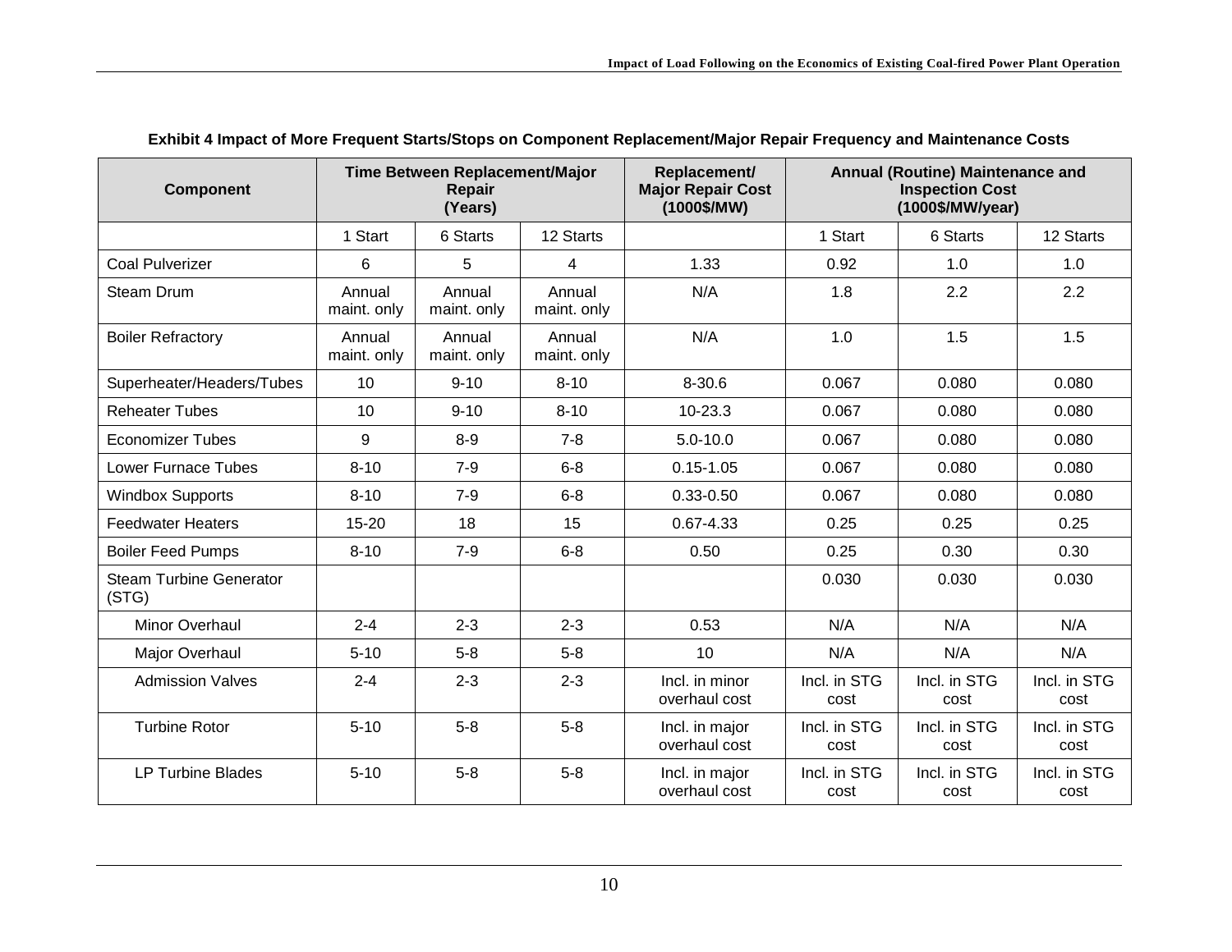**Exhibit 4 Impact of More Frequent Starts/Stops on Component Replacement/Major Repair Frequency and Maintenance Costs**

| Component | Time Between Replacement/Major Repair (Years) | | | Replacement/ Major Repair Cost (1000$/MW) | Annual (Routine) Maintenance and Inspection Cost (1000$/MW/year) | | |
|---|---|---|---|---|---|---|---|
| | 1 Start | 6 Starts | 12 Starts | | 1 Start | 6 Starts | 12 Starts |
| Coal Pulverizer | 6 | 5 | 4 | 1.33 | 0.92 | 1.0 | 1.0 |
| Steam Drum | Annual maint. only | Annual maint. only | Annual maint. only | N/A | 1.8 | 2.2 | 2.2 |
| Boiler Refractory | Annual maint. only | Annual maint. only | Annual maint. only | N/A | 1.0 | 1.5 | 1.5 |
| Superheater/Headers/Tubes | 10 | 9-10 | 8-10 | 8-30.6 | 0.067 | 0.080 | 0.080 |
| Reheater Tubes | 10 | 9-10 | 8-10 | 10-23.3 | 0.067 | 0.080 | 0.080 |
| Economizer Tubes | 9 | 8-9 | 7-8 | 5.0-10.0 | 0.067 | 0.080 | 0.080 |
| Lower Furnace Tubes | 8-10 | 7-9 | 6-8 | 0.15-1.05 | 0.067 | 0.080 | 0.080 |
| Windbox Supports | 8-10 | 7-9 | 6-8 | 0.33-0.50 | 0.067 | 0.080 | 0.080 |
| Feedwater Heaters | 15-20 | 18 | 15 | 0.67-4.33 | 0.25 | 0.25 | 0.25 |
| Boiler Feed Pumps | 8-10 | 7-9 | 6-8 | 0.50 | 0.25 | 0.30 | 0.30 |
| Steam Turbine Generator (STG) | | | | | 0.030 | 0.030 | 0.030 |
| Minor Overhaul | 2-4 | 2-3 | 2-3 | 0.53 | N/A | N/A | N/A |
| Major Overhaul | 5-10 | 5-8 | 5-8 | 10 | N/A | N/A | N/A |
| Admission Valves | 2-4 | 2-3 | 2-3 | Incl. in minor overhaul cost | Incl. in STG cost | Incl. in STG cost | Incl. in STG cost |
| Turbine Rotor | 5-10 | 5-8 | 5-8 | Incl. in major overhaul cost | Incl. in STG cost | Incl. in STG cost | Incl. in STG cost |
| LP Turbine Blades | 5-10 | 5-8 | 5-8 | Incl. in major overhaul cost | Incl. in STG cost | Incl. in STG cost | Incl. in STG cost |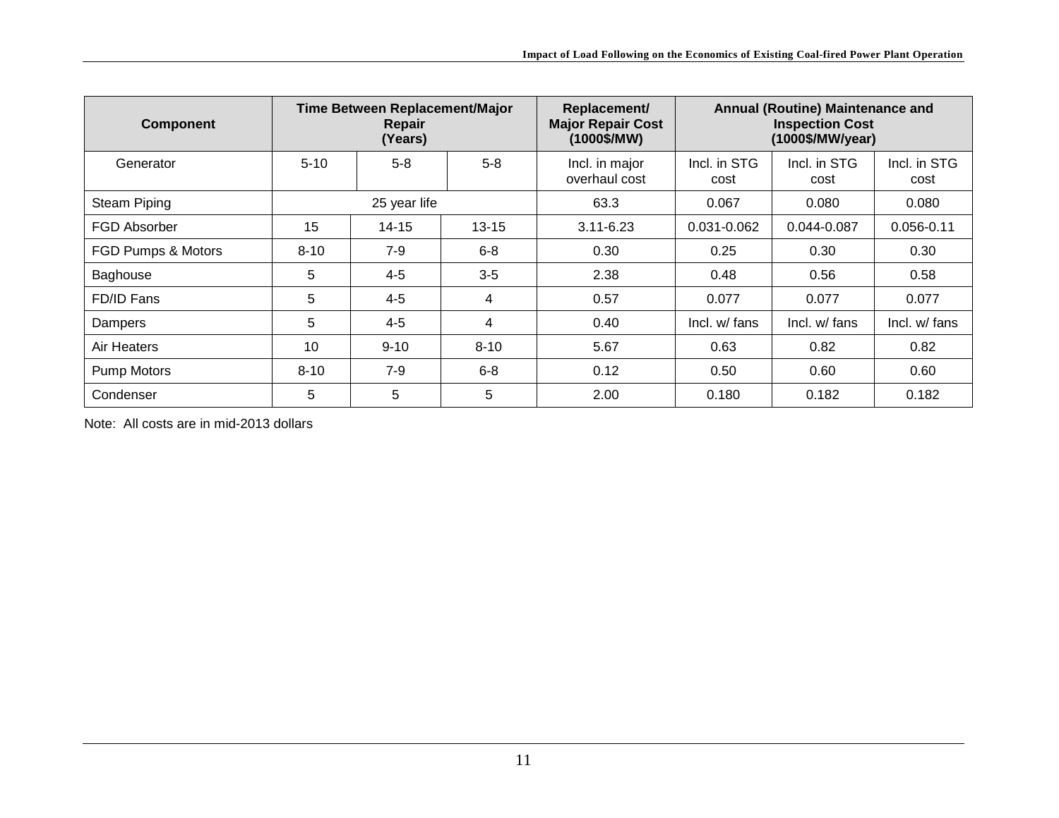| Component | Time Between Replacement/Major Repair (Years) | | | Replacement/ Major Repair Cost (1000$/MW) | Annual (Routine) Maintenance and Inspection Cost (1000$/MW/year) | | |
|---|---|---|---|---|---|---|---|
| Generator | 5-10 | 5-8 | 5-8 | Incl. in major overhaul cost | Incl. in STG cost | Incl. in STG cost | Incl. in STG cost |
| Steam Piping | 25 year life | | | 63.3 | 0.067 | 0.080 | 0.080 |
| FGD Absorber | 15 | 14-15 | 13-15 | 3.11-6.23 | 0.031-0.062 | 0.044-0.087 | 0.056-0.11 |
| FGD Pumps & Motors | 8-10 | 7-9 | 6-8 | 0.30 | 0.25 | 0.30 | 0.30 |
| Baghouse | 5 | 4-5 | 3-5 | 2.38 | 0.48 | 0.56 | 0.58 |
| FD/ID Fans | 5 | 4-5 | 4 | 0.57 | 0.077 | 0.077 | 0.077 |
| Dampers | 5 | 4-5 | 4 | 0.40 | Incl. w/ fans | Incl. w/ fans | Incl. w/ fans |
| Air Heaters | 10 | 9-10 | 8-10 | 5.67 | 0.63 | 0.82 | 0.82 |
| Pump Motors | 8-10 | 7-9 | 6-8 | 0.12 | 0.50 | 0.60 | 0.60 |
| Condenser | 5 | 5 | 5 | 2.00 | 0.180 | 0.182 | 0.182 |

Note: All costs are in mid-2013 dollars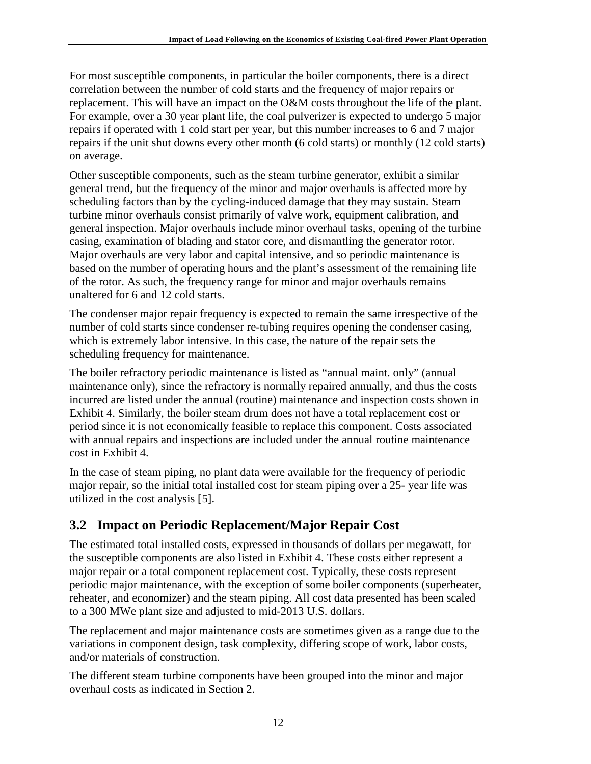For most susceptible components, in particular the boiler components, there is a direct correlation between the number of cold starts and the frequency of major repairs or replacement. This will have an impact on the O&M costs throughout the life of the plant. For example, over a 30 year plant life, the coal pulverizer is expected to undergo 5 major repairs if operated with 1 cold start per year, but this number increases to 6 and 7 major repairs if the unit shut downs every other month (6 cold starts) or monthly (12 cold starts) on average.

Other susceptible components, such as the steam turbine generator, exhibit a similar general trend, but the frequency of the minor and major overhauls is affected more by scheduling factors than by the cycling-induced damage that they may sustain. Steam turbine minor overhauls consist primarily of valve work, equipment calibration, and general inspection. Major overhauls include minor overhaul tasks, opening of the turbine casing, examination of blading and stator core, and dismantling the generator rotor. Major overhauls are very labor and capital intensive, and so periodic maintenance is based on the number of operating hours and the plant's assessment of the remaining life of the rotor. As such, the frequency range for minor and major overhauls remains unaltered for 6 and 12 cold starts.

The condenser major repair frequency is expected to remain the same irrespective of the number of cold starts since condenser re-tubing requires opening the condenser casing, which is extremely labor intensive. In this case, the nature of the repair sets the scheduling frequency for maintenance.

The boiler refractory periodic maintenance is listed as "annual maint. only" (annual maintenance only), since the refractory is normally repaired annually, and thus the costs incurred are listed under the annual (routine) maintenance and inspection costs shown in Exhibit 4. Similarly, the boiler steam drum does not have a total replacement cost or period since it is not economically feasible to replace this component. Costs associated with annual repairs and inspections are included under the annual routine maintenance cost in Exhibit 4.

In the case of steam piping, no plant data were available for the frequency of periodic major repair, so the initial total installed cost for steam piping over a 25- year life was utilized in the cost analysis [5].

## 3.2 Impact on Periodic Replacement/Major Repair Cost

The estimated total installed costs, expressed in thousands of dollars per megawatt, for the susceptible components are also listed in Exhibit 4. These costs either represent a major repair or a total component replacement cost. Typically, these costs represent periodic major maintenance, with the exception of some boiler components (superheater, reheater, and economizer) and the steam piping. All cost data presented has been scaled to a 300 MWe plant size and adjusted to mid-2013 U.S. dollars.

The replacement and major maintenance costs are sometimes given as a range due to the variations in component design, task complexity, differing scope of work, labor costs, and/or materials of construction.

The different steam turbine components have been grouped into the minor and major overhaul costs as indicated in Section 2.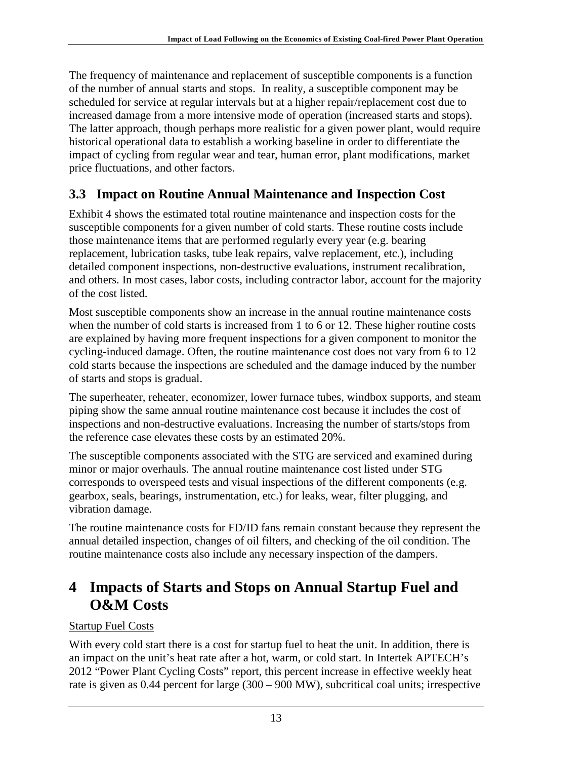The frequency of maintenance and replacement of susceptible components is a function of the number of annual starts and stops. In reality, a susceptible component may be scheduled for service at regular intervals but at a higher repair/replacement cost due to increased damage from a more intensive mode of operation (increased starts and stops). The latter approach, though perhaps more realistic for a given power plant, would require historical operational data to establish a working baseline in order to differentiate the impact of cycling from regular wear and tear, human error, plant modifications, market price fluctuations, and other factors.

## 3.3 Impact on Routine Annual Maintenance and Inspection Cost

Exhibit 4 shows the estimated total routine maintenance and inspection costs for the susceptible components for a given number of cold starts. These routine costs include those maintenance items that are performed regularly every year (e.g. bearing replacement, lubrication tasks, tube leak repairs, valve replacement, etc.), including detailed component inspections, non-destructive evaluations, instrument recalibration, and others. In most cases, labor costs, including contractor labor, account for the majority of the cost listed.

Most susceptible components show an increase in the annual routine maintenance costs when the number of cold starts is increased from 1 to 6 or 12. These higher routine costs are explained by having more frequent inspections for a given component to monitor the cycling-induced damage. Often, the routine maintenance cost does not vary from 6 to 12 cold starts because the inspections are scheduled and the damage induced by the number of starts and stops is gradual.

The superheater, reheater, economizer, lower furnace tubes, windbox supports, and steam piping show the same annual routine maintenance cost because it includes the cost of inspections and non-destructive evaluations. Increasing the number of starts/stops from the reference case elevates these costs by an estimated 20%.

The susceptible components associated with the STG are serviced and examined during minor or major overhauls. The annual routine maintenance cost listed under STG corresponds to overspeed tests and visual inspections of the different components (e.g. gearbox, seals, bearings, instrumentation, etc.) for leaks, wear, filter plugging, and vibration damage.

The routine maintenance costs for FD/ID fans remain constant because they represent the annual detailed inspection, changes of oil filters, and checking of the oil condition. The routine maintenance costs also include any necessary inspection of the dampers.

# 4 Impacts of Starts and Stops on Annual Startup Fuel and O&M Costs

Startup Fuel Costs

With every cold start there is a cost for startup fuel to heat the unit. In addition, there is an impact on the unit's heat rate after a hot, warm, or cold start. In Intertek APTECH's 2012 "Power Plant Cycling Costs" report, this percent increase in effective weekly heat rate is given as 0.44 percent for large (300 – 900 MW), subcritical coal units; irrespective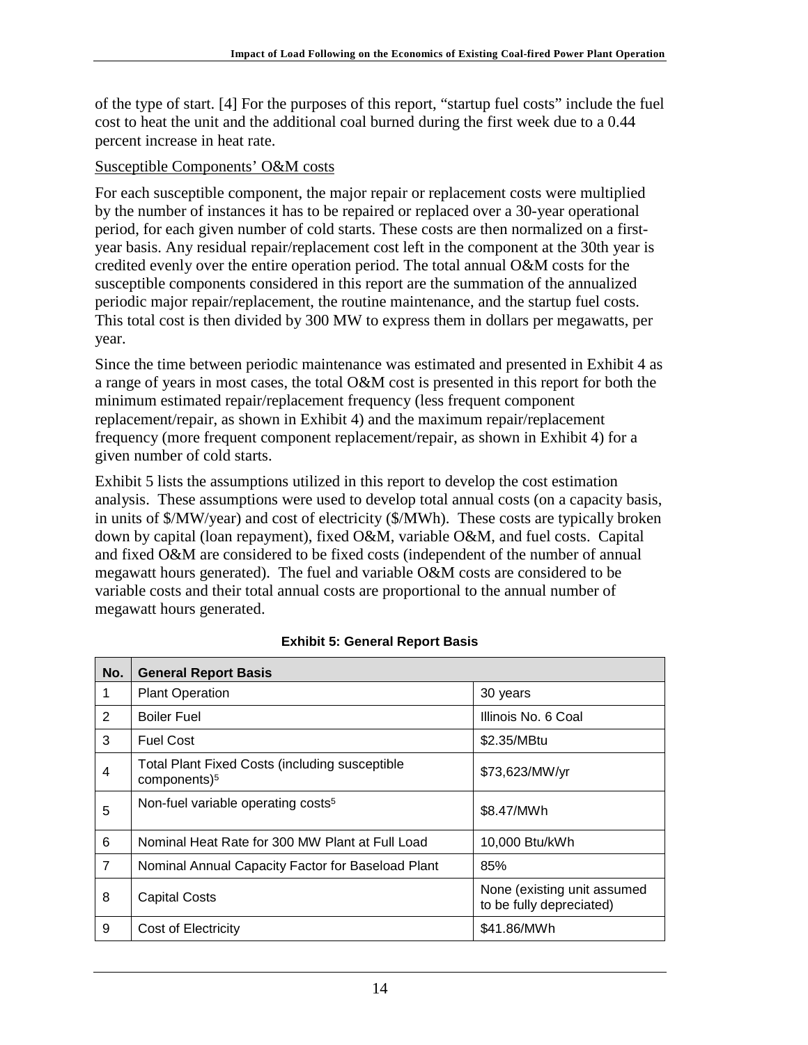of the type of start. [4] For the purposes of this report, "startup fuel costs" include the fuel cost to heat the unit and the additional coal burned during the first week due to a 0.44 percent increase in heat rate.

Susceptible Components' O&M costs

For each susceptible component, the major repair or replacement costs were multiplied by the number of instances it has to be repaired or replaced over a 30-year operational period, for each given number of cold starts. These costs are then normalized on a first-year basis. Any residual repair/replacement cost left in the component at the 30th year is credited evenly over the entire operation period. The total annual O&M costs for the susceptible components considered in this report are the summation of the annualized periodic major repair/replacement, the routine maintenance, and the startup fuel costs. This total cost is then divided by 300 MW to express them in dollars per megawatts, per year.

Since the time between periodic maintenance was estimated and presented in Exhibit 4 as a range of years in most cases, the total O&M cost is presented in this report for both the minimum estimated repair/replacement frequency (less frequent component replacement/repair, as shown in Exhibit 4) and the maximum repair/replacement frequency (more frequent component replacement/repair, as shown in Exhibit 4) for a given number of cold starts.

Exhibit 5 lists the assumptions utilized in this report to develop the cost estimation analysis. These assumptions were used to develop total annual costs (on a capacity basis, in units of \$/MW/year) and cost of electricity (\$/MWh). These costs are typically broken down by capital (loan repayment), fixed O&M, variable O&M, and fuel costs. Capital and fixed O&M are considered to be fixed costs (independent of the number of annual megawatt hours generated). The fuel and variable O&M costs are considered to be variable costs and their total annual costs are proportional to the annual number of megawatt hours generated.

**Exhibit 5: General Report Basis**

| No. | General Report Basis | |
|---|---|---|
| 1 | Plant Operation | 30 years |
| 2 | Boiler Fuel | Illinois No. 6 Coal |
| 3 | Fuel Cost | \$2.35/MBtu |
| 4 | Total Plant Fixed Costs (including susceptible components)[5] | \$73,623/MW/yr |
| 5 | Non-fuel variable operating costs[5] | \$8.47/MWh |
| 6 | Nominal Heat Rate for 300 MW Plant at Full Load | 10,000 Btu/kWh |
| 7 | Nominal Annual Capacity Factor for Baseload Plant | 85% |
| 8 | Capital Costs | None (existing unit assumed to be fully depreciated) |
| 9 | Cost of Electricity | \$41.86/MWh |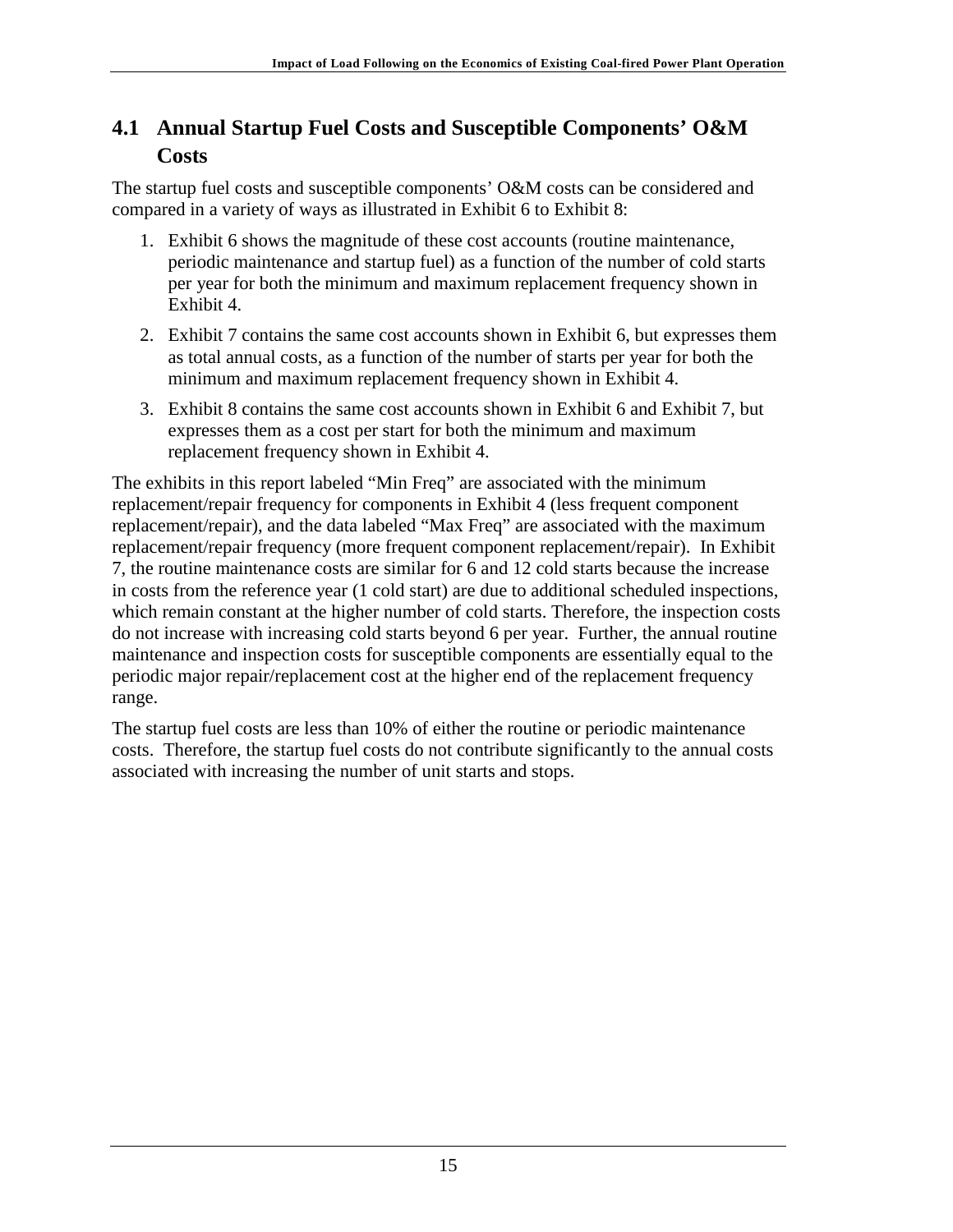## 4.1 Annual Startup Fuel Costs and Susceptible Components' O&M Costs

The startup fuel costs and susceptible components' O&M costs can be considered and compared in a variety of ways as illustrated in Exhibit 6 to Exhibit 8:

1. Exhibit 6 shows the magnitude of these cost accounts (routine maintenance, periodic maintenance and startup fuel) as a function of the number of cold starts per year for both the minimum and maximum replacement frequency shown in Exhibit 4.
2. Exhibit 7 contains the same cost accounts shown in Exhibit 6, but expresses them as total annual costs, as a function of the number of starts per year for both the minimum and maximum replacement frequency shown in Exhibit 4.
3. Exhibit 8 contains the same cost accounts shown in Exhibit 6 and Exhibit 7, but expresses them as a cost per start for both the minimum and maximum replacement frequency shown in Exhibit 4.

The exhibits in this report labeled "Min Freq" are associated with the minimum replacement/repair frequency for components in Exhibit 4 (less frequent component replacement/repair), and the data labeled "Max Freq" are associated with the maximum replacement/repair frequency (more frequent component replacement/repair). In Exhibit 7, the routine maintenance costs are similar for 6 and 12 cold starts because the increase in costs from the reference year (1 cold start) are due to additional scheduled inspections, which remain constant at the higher number of cold starts. Therefore, the inspection costs do not increase with increasing cold starts beyond 6 per year. Further, the annual routine maintenance and inspection costs for susceptible components are essentially equal to the periodic major repair/replacement cost at the higher end of the replacement frequency range.

The startup fuel costs are less than 10% of either the routine or periodic maintenance costs. Therefore, the startup fuel costs do not contribute significantly to the annual costs associated with increasing the number of unit starts and stops.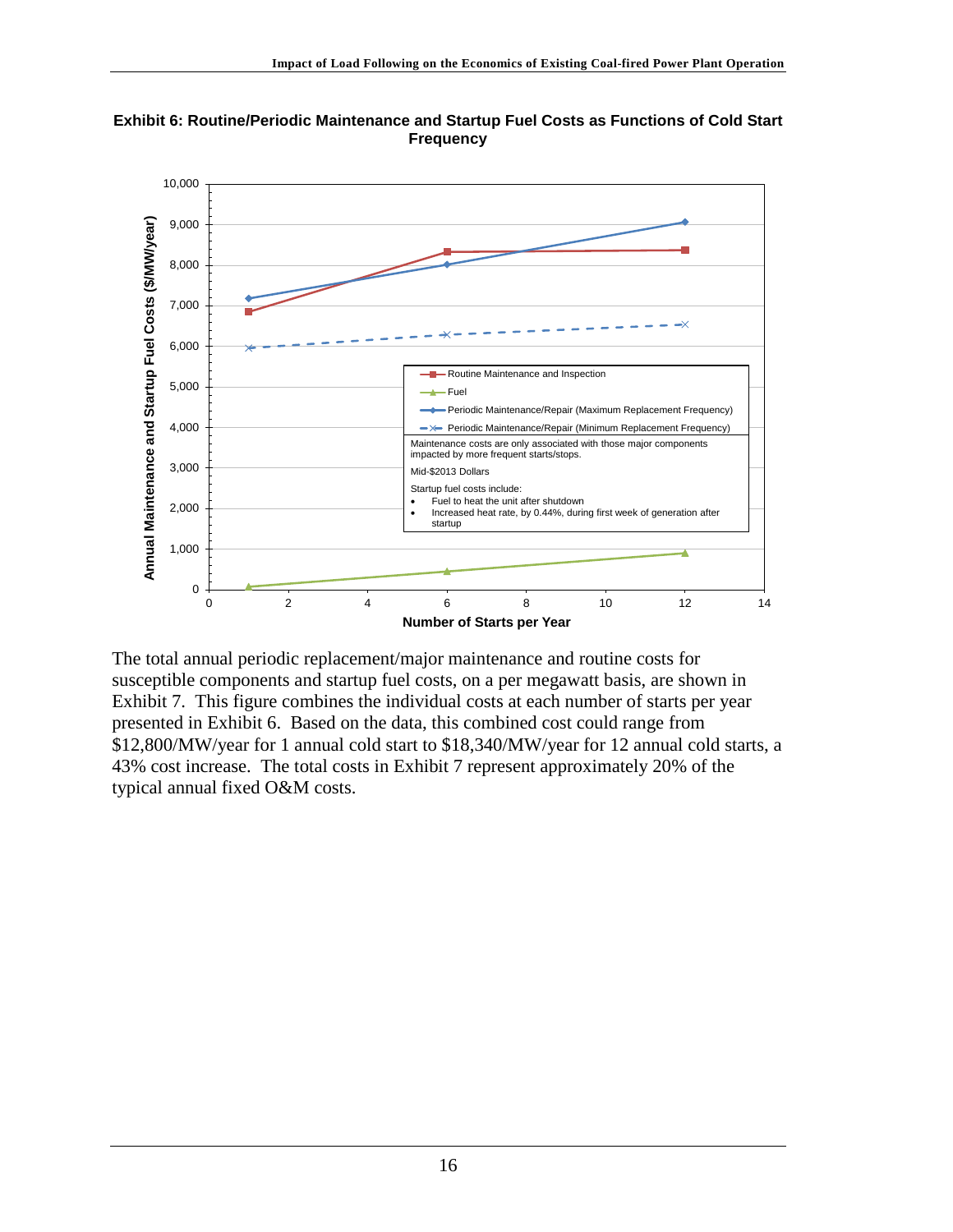**Exhibit 6: Routine/Periodic Maintenance and Startup Fuel Costs as Functions of Cold Start Frequency**

The total annual periodic replacement/major maintenance and routine costs for susceptible components and startup fuel costs, on a per megawatt basis, are shown in Exhibit 7. This figure combines the individual costs at each number of starts per year presented in Exhibit 6. Based on the data, this combined cost could range from \$12,800/MW/year for 1 annual cold start to \$18,340/MW/year for 12 annual cold starts, a 43% cost increase. The total costs in Exhibit 7 represent approximately 20% of the typical annual fixed O&M costs.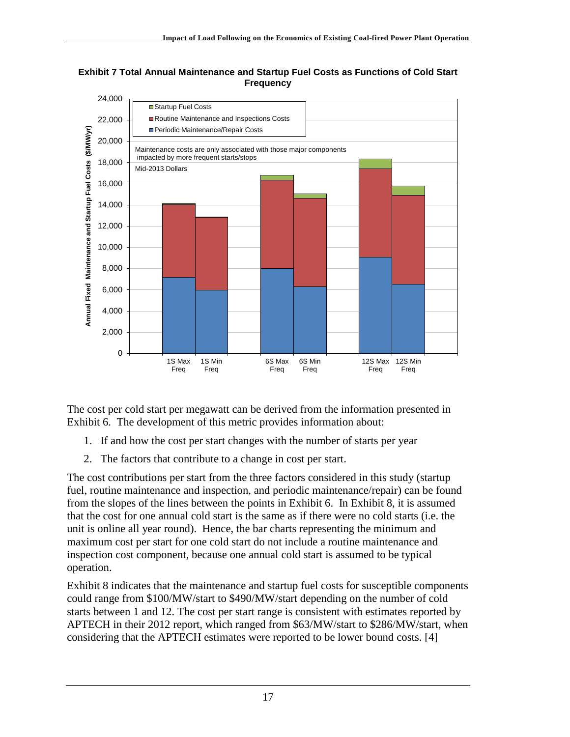**Exhibit 7 Total Annual Maintenance and Startup Fuel Costs as Functions of Cold Start Frequency**

The cost per cold start per megawatt can be derived from the information presented in Exhibit 6. The development of this metric provides information about:

1. If and how the cost per start changes with the number of starts per year
2. The factors that contribute to a change in cost per start.

The cost contributions per start from the three factors considered in this study (startup fuel, routine maintenance and inspection, and periodic maintenance/repair) can be found from the slopes of the lines between the points in Exhibit 6. In Exhibit 8, it is assumed that the cost for one annual cold start is the same as if there were no cold starts (i.e. the unit is online all year round). Hence, the bar charts representing the minimum and maximum cost per start for one cold start do not include a routine maintenance and inspection cost component, because one annual cold start is assumed to be typical operation.

Exhibit 8 indicates that the maintenance and startup fuel costs for susceptible components could range from $100/MW/start to $490/MW/start depending on the number of cold starts between 1 and 12. The cost per start range is consistent with estimates reported by APTECH in their 2012 report, which ranged from $63/MW/start to $286/MW/start, when considering that the APTECH estimates were reported to be lower bound costs. [4]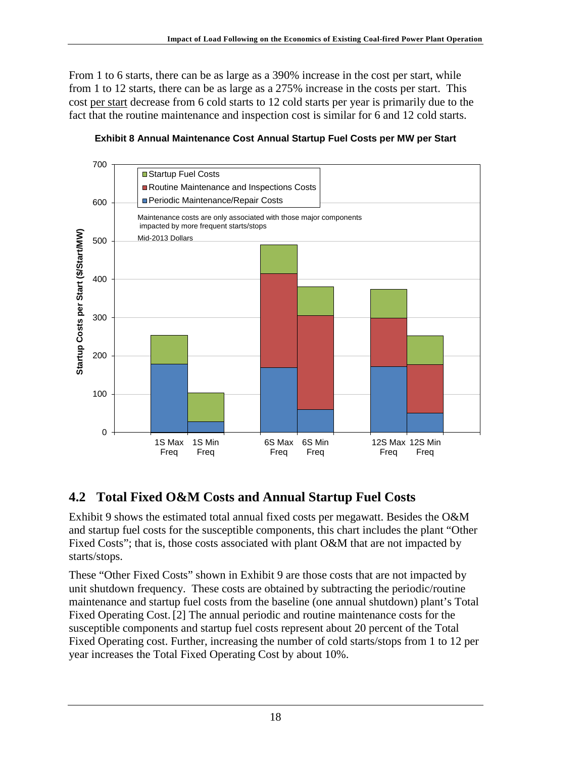From 1 to 6 starts, there can be as large as a 390% increase in the cost per start, while from 1 to 12 starts, there can be as large as a 275% increase in the costs per start. This cost per start decrease from 6 cold starts to 12 cold starts per year is primarily due to the fact that the routine maintenance and inspection cost is similar for 6 and 12 cold starts.

**Exhibit 8 Annual Maintenance Cost Annual Startup Fuel Costs per MW per Start**

## 4.2 Total Fixed O&M Costs and Annual Startup Fuel Costs

Exhibit 9 shows the estimated total annual fixed costs per megawatt. Besides the O&M and startup fuel costs for the susceptible components, this chart includes the plant "Other Fixed Costs"; that is, those costs associated with plant O&M that are not impacted by starts/stops.

These "Other Fixed Costs" shown in Exhibit 9 are those costs that are not impacted by unit shutdown frequency. These costs are obtained by subtracting the periodic/routine maintenance and startup fuel costs from the baseline (one annual shutdown) plant's Total Fixed Operating Cost. [2] The annual periodic and routine maintenance costs for the susceptible components and startup fuel costs represent about 20 percent of the Total Fixed Operating cost. Further, increasing the number of cold starts/stops from 1 to 12 per year increases the Total Fixed Operating Cost by about 10%.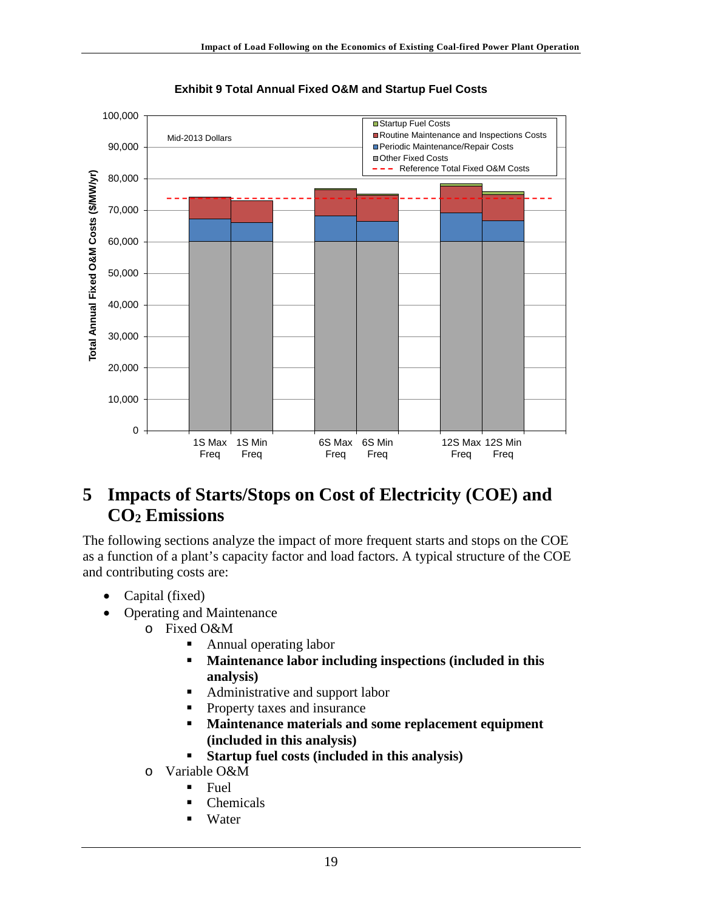**Exhibit 9 Total Annual Fixed O&M and Startup Fuel Costs**

# 5 Impacts of Starts/Stops on Cost of Electricity (COE) and $CO_2$ Emissions

The following sections analyze the impact of more frequent starts and stops on the COE as a function of a plant's capacity factor and load factors. A typical structure of the COE and contributing costs are:

- Capital (fixed)
- Operating and Maintenance
  - Fixed O&M
    - Annual operating labor
    - **Maintenance labor including inspections (included in this analysis)**
    - Administrative and support labor
    - Property taxes and insurance
    - **Maintenance materials and some replacement equipment (included in this analysis)**
    - **Startup fuel costs (included in this analysis)**
  - Variable O&M
    - Fuel
    - Chemicals
    - Water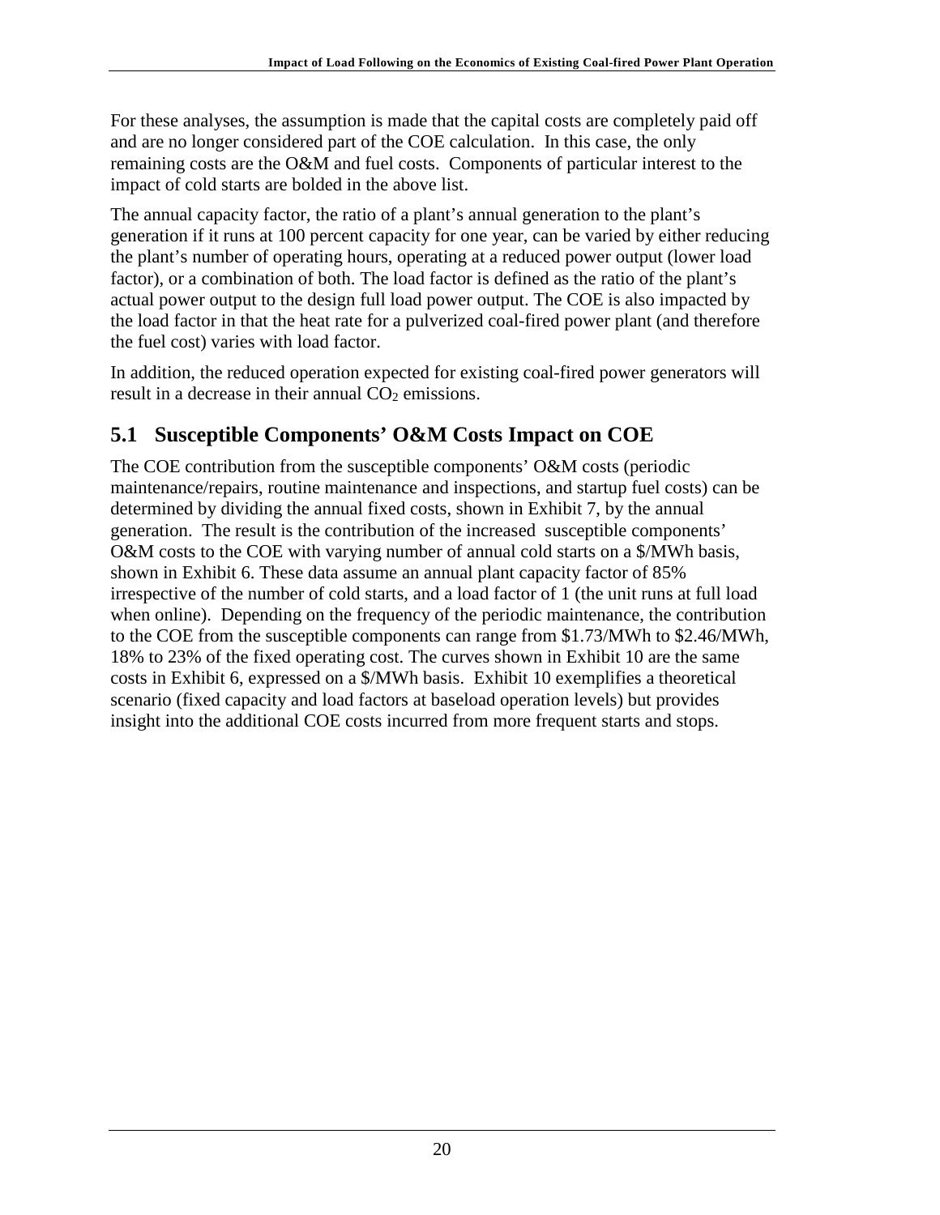For these analyses, the assumption is made that the capital costs are completely paid off and are no longer considered part of the COE calculation. In this case, the only remaining costs are the O&M and fuel costs. Components of particular interest to the impact of cold starts are bolded in the above list.

The annual capacity factor, the ratio of a plant's annual generation to the plant's generation if it runs at 100 percent capacity for one year, can be varied by either reducing the plant's number of operating hours, operating at a reduced power output (lower load factor), or a combination of both. The load factor is defined as the ratio of the plant's actual power output to the design full load power output. The COE is also impacted by the load factor in that the heat rate for a pulverized coal-fired power plant (and therefore the fuel cost) varies with load factor.

In addition, the reduced operation expected for existing coal-fired power generators will result in a decrease in their annual $CO_2$ emissions.

## 5.1 Susceptible Components' O&M Costs Impact on COE

The COE contribution from the susceptible components' O&M costs (periodic maintenance/repairs, routine maintenance and inspections, and startup fuel costs) can be determined by dividing the annual fixed costs, shown in Exhibit 7, by the annual generation. The result is the contribution of the increased susceptible components' O&M costs to the COE with varying number of annual cold starts on a $/MWh basis, shown in Exhibit 6. These data assume an annual plant capacity factor of 85% irrespective of the number of cold starts, and a load factor of 1 (the unit runs at full load when online). Depending on the frequency of the periodic maintenance, the contribution to the COE from the susceptible components can range from $1.73/MWh to $2.46/MWh, 18% to 23% of the fixed operating cost. The curves shown in Exhibit 10 are the same costs in Exhibit 6, expressed on a $/MWh basis. Exhibit 10 exemplifies a theoretical scenario (fixed capacity and load factors at baseload operation levels) but provides insight into the additional COE costs incurred from more frequent starts and stops.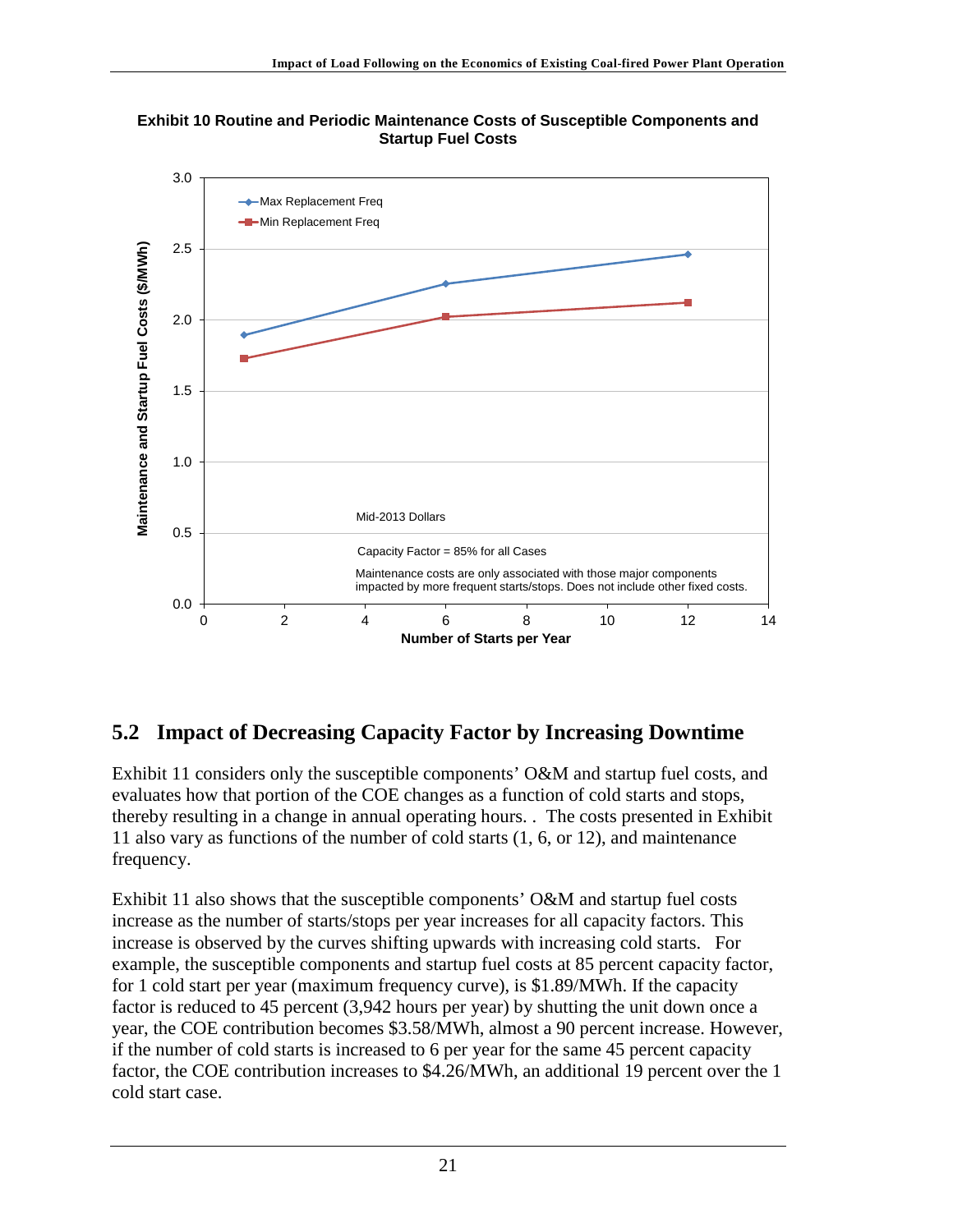**Exhibit 10 Routine and Periodic Maintenance Costs of Susceptible Components and Startup Fuel Costs**

## 5.2 Impact of Decreasing Capacity Factor by Increasing Downtime

Exhibit 11 considers only the susceptible components' O&M and startup fuel costs, and evaluates how that portion of the COE changes as a function of cold starts and stops, thereby resulting in a change in annual operating hours. . The costs presented in Exhibit 11 also vary as functions of the number of cold starts (1, 6, or 12), and maintenance frequency.

Exhibit 11 also shows that the susceptible components' O&M and startup fuel costs increase as the number of starts/stops per year increases for all capacity factors. This increase is observed by the curves shifting upwards with increasing cold starts. For example, the susceptible components and startup fuel costs at 85 percent capacity factor, for 1 cold start per year (maximum frequency curve), is $1.89/MWh. If the capacity factor is reduced to 45 percent (3,942 hours per year) by shutting the unit down once a year, the COE contribution becomes $3.58/MWh, almost a 90 percent increase. However, if the number of cold starts is increased to 6 per year for the same 45 percent capacity factor, the COE contribution increases to $4.26/MWh, an additional 19 percent over the 1 cold start case.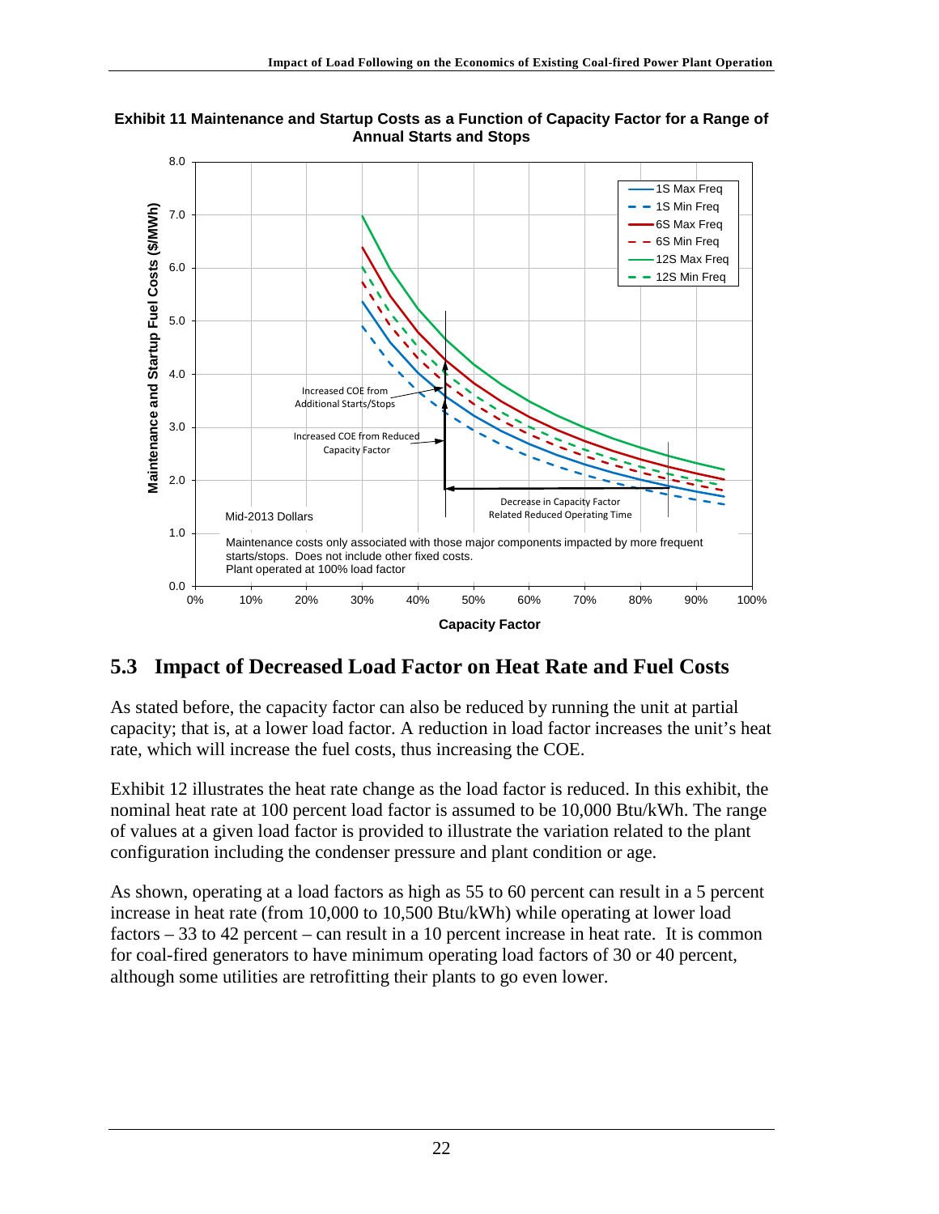**Exhibit 11 Maintenance and Startup Costs as a Function of Capacity Factor for a Range of Annual Starts and Stops**

## 5.3 Impact of Decreased Load Factor on Heat Rate and Fuel Costs

As stated before, the capacity factor can also be reduced by running the unit at partial capacity; that is, at a lower load factor. A reduction in load factor increases the unit's heat rate, which will increase the fuel costs, thus increasing the COE.

Exhibit 12 illustrates the heat rate change as the load factor is reduced. In this exhibit, the nominal heat rate at 100 percent load factor is assumed to be 10,000 Btu/kWh. The range of values at a given load factor is provided to illustrate the variation related to the plant configuration including the condenser pressure and plant condition or age.

As shown, operating at a load factors as high as 55 to 60 percent can result in a 5 percent increase in heat rate (from 10,000 to 10,500 Btu/kWh) while operating at lower load factors – 33 to 42 percent – can result in a 10 percent increase in heat rate. It is common for coal-fired generators to have minimum operating load factors of 30 or 40 percent, although some utilities are retrofitting their plants to go even lower.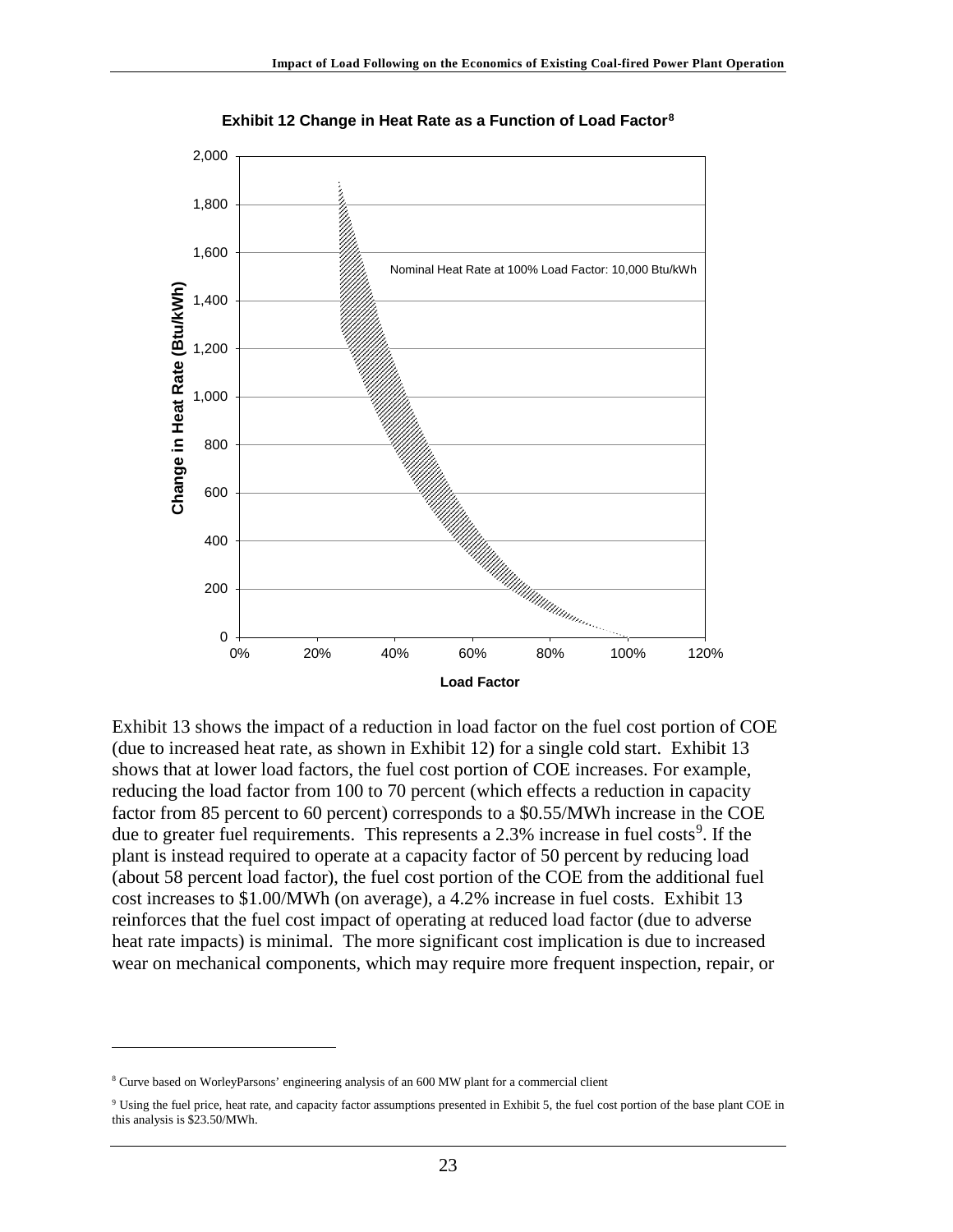**Exhibit 12 Change in Heat Rate as a Function of Load Factor**[8]

Exhibit 13 shows the impact of a reduction in load factor on the fuel cost portion of COE (due to increased heat rate, as shown in Exhibit 12) for a single cold start. Exhibit 13 shows that at lower load factors, the fuel cost portion of COE increases. For example, reducing the load factor from 100 to 70 percent (which effects a reduction in capacity factor from 85 percent to 60 percent) corresponds to a \$0.55/MWh increase in the COE due to greater fuel requirements. This represents a 2.3% increase in fuel costs[9]. If the plant is instead required to operate at a capacity factor of 50 percent by reducing load (about 58 percent load factor), the fuel cost portion of the COE from the additional fuel cost increases to \$1.00/MWh (on average), a 4.2% increase in fuel costs. Exhibit 13 reinforces that the fuel cost impact of operating at reduced load factor (due to adverse heat rate impacts) is minimal. The more significant cost implication is due to increased wear on mechanical components, which may require more frequent inspection, repair, or

---

[8] Curve based on WorleyParsons' engineering analysis of an 600 MW plant for a commercial client

[9] Using the fuel price, heat rate, and capacity factor assumptions presented in Exhibit 5, the fuel cost portion of the base plant COE in this analysis is \$23.50/MWh.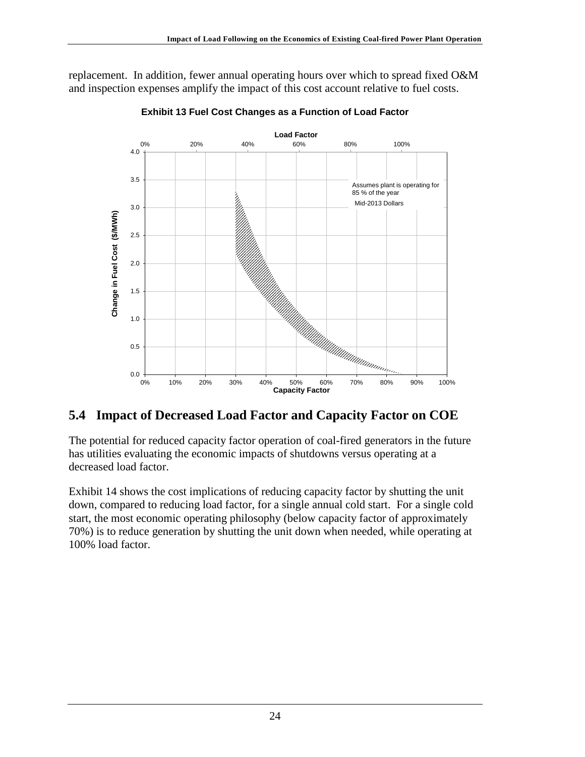replacement. In addition, fewer annual operating hours over which to spread fixed O&M and inspection expenses amplify the impact of this cost account relative to fuel costs.

**Exhibit 13 Fuel Cost Changes as a Function of Load Factor**

## 5.4 Impact of Decreased Load Factor and Capacity Factor on COE

The potential for reduced capacity factor operation of coal-fired generators in the future has utilities evaluating the economic impacts of shutdowns versus operating at a decreased load factor.

Exhibit 14 shows the cost implications of reducing capacity factor by shutting the unit down, compared to reducing load factor, for a single annual cold start. For a single cold start, the most economic operating philosophy (below capacity factor of approximately 70%) is to reduce generation by shutting the unit down when needed, while operating at 100% load factor.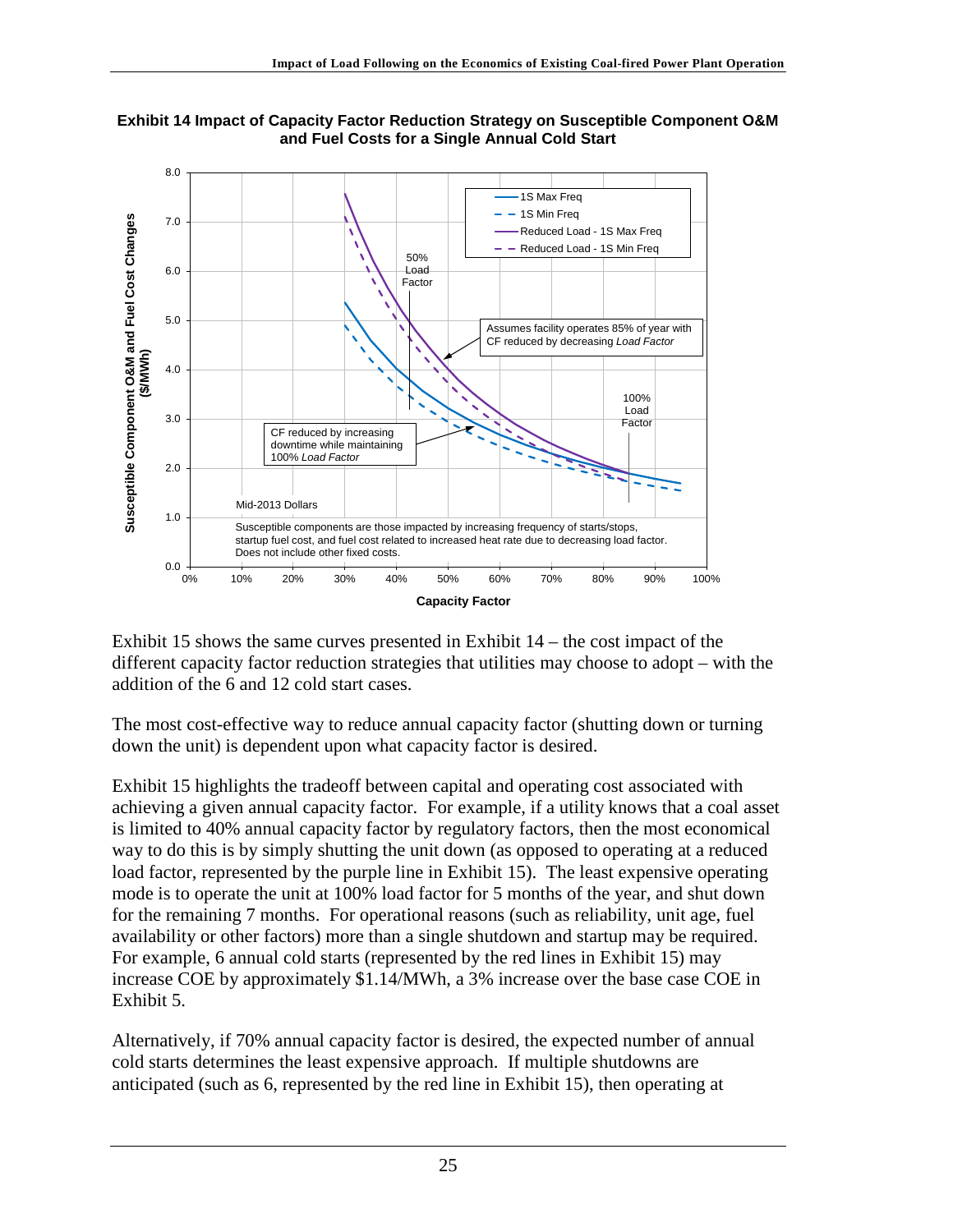**Exhibit 14 Impact of Capacity Factor Reduction Strategy on Susceptible Component O&M and Fuel Costs for a Single Annual Cold Start**

Exhibit 15 shows the same curves presented in Exhibit 14 – the cost impact of the different capacity factor reduction strategies that utilities may choose to adopt – with the addition of the 6 and 12 cold start cases.

The most cost-effective way to reduce annual capacity factor (shutting down or turning down the unit) is dependent upon what capacity factor is desired.

Exhibit 15 highlights the tradeoff between capital and operating cost associated with achieving a given annual capacity factor. For example, if a utility knows that a coal asset is limited to 40% annual capacity factor by regulatory factors, then the most economical way to do this is by simply shutting the unit down (as opposed to operating at a reduced load factor, represented by the purple line in Exhibit 15). The least expensive operating mode is to operate the unit at 100% load factor for 5 months of the year, and shut down for the remaining 7 months. For operational reasons (such as reliability, unit age, fuel availability or other factors) more than a single shutdown and startup may be required. For example, 6 annual cold starts (represented by the red lines in Exhibit 15) may increase COE by approximately \$1.14/MWh, a 3% increase over the base case COE in Exhibit 5.

Alternatively, if 70% annual capacity factor is desired, the expected number of annual cold starts determines the least expensive approach. If multiple shutdowns are anticipated (such as 6, represented by the red line in Exhibit 15), then operating at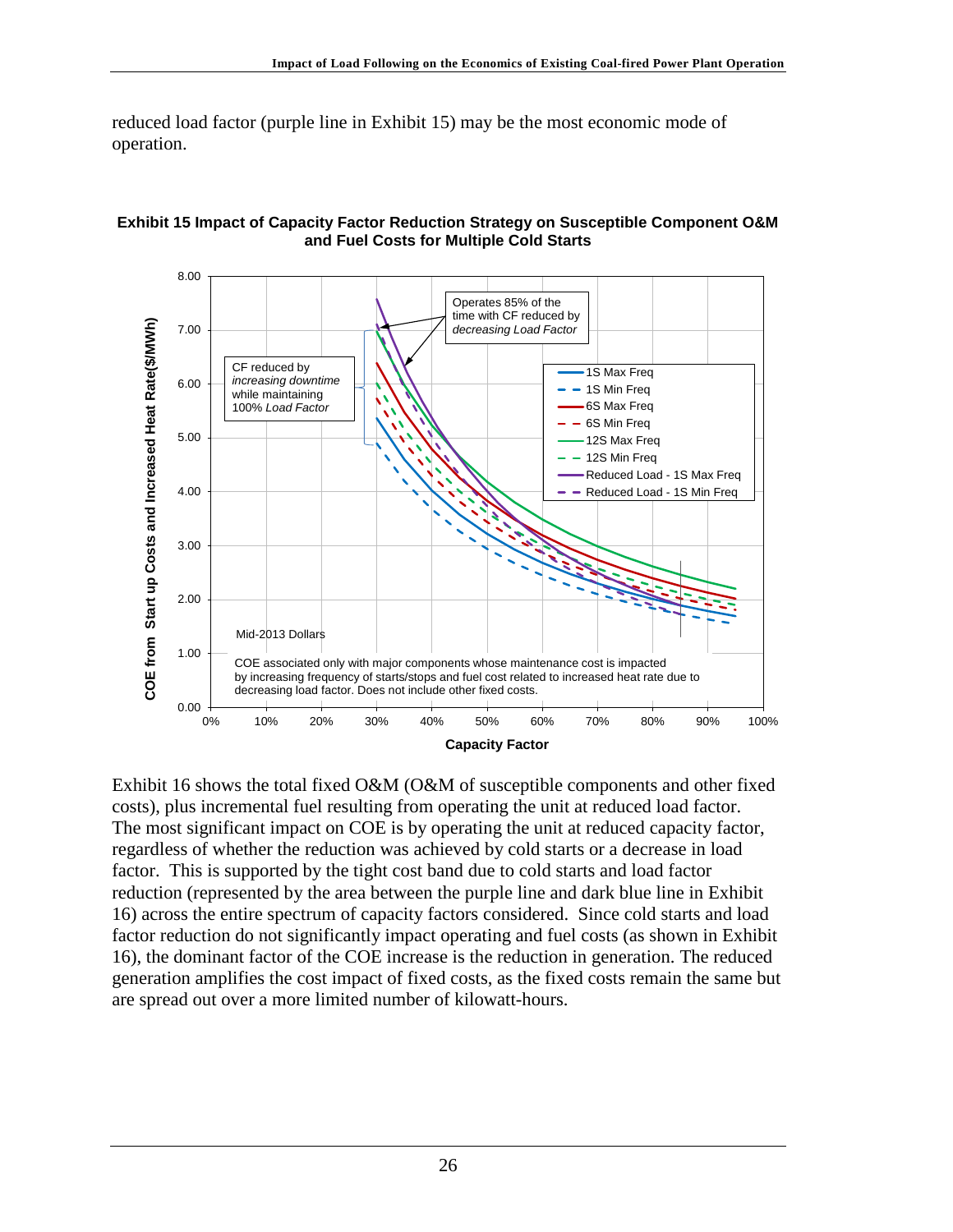reduced load factor (purple line in Exhibit 15) may be the most economic mode of operation.

**Exhibit 15 Impact of Capacity Factor Reduction Strategy on Susceptible Component O&M and Fuel Costs for Multiple Cold Starts**

Exhibit 16 shows the total fixed O&M (O&M of susceptible components and other fixed costs), plus incremental fuel resulting from operating the unit at reduced load factor. The most significant impact on COE is by operating the unit at reduced capacity factor, regardless of whether the reduction was achieved by cold starts or a decrease in load factor. This is supported by the tight cost band due to cold starts and load factor reduction (represented by the area between the purple line and dark blue line in Exhibit 16) across the entire spectrum of capacity factors considered. Since cold starts and load factor reduction do not significantly impact operating and fuel costs (as shown in Exhibit 16), the dominant factor of the COE increase is the reduction in generation. The reduced generation amplifies the cost impact of fixed costs, as the fixed costs remain the same but are spread out over a more limited number of kilowatt-hours.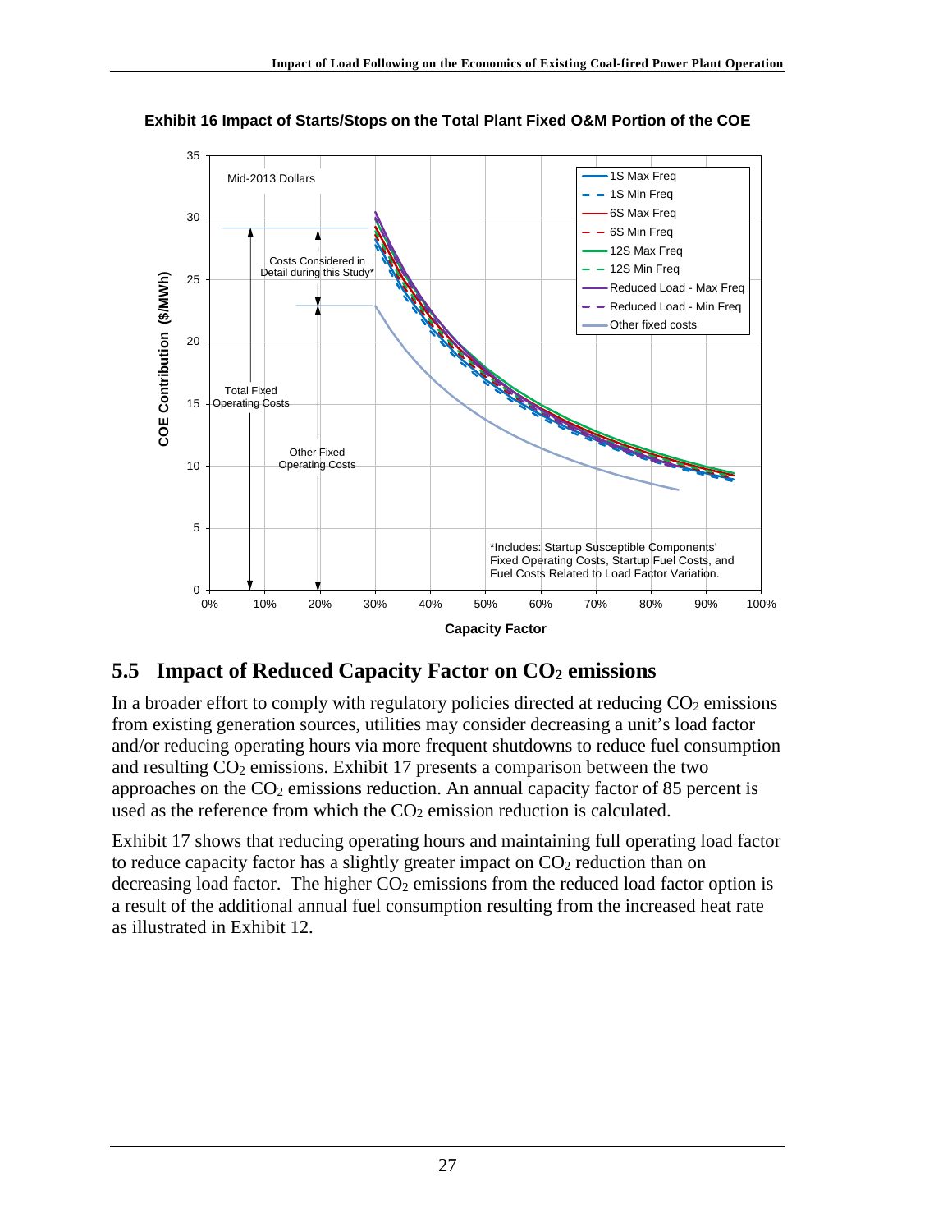**Exhibit 16 Impact of Starts/Stops on the Total Plant Fixed O&M Portion of the COE**

## 5.5 Impact of Reduced Capacity Factor on $CO_2$ emissions

In a broader effort to comply with regulatory policies directed at reducing $CO_2$ emissions from existing generation sources, utilities may consider decreasing a unit's load factor and/or reducing operating hours via more frequent shutdowns to reduce fuel consumption and resulting $CO_2$ emissions. Exhibit 17 presents a comparison between the two approaches on the $CO_2$ emissions reduction. An annual capacity factor of 85 percent is used as the reference from which the $CO_2$ emission reduction is calculated.

Exhibit 17 shows that reducing operating hours and maintaining full operating load factor to reduce capacity factor has a slightly greater impact on $CO_2$ reduction than on decreasing load factor. The higher $CO_2$ emissions from the reduced load factor option is a result of the additional annual fuel consumption resulting from the increased heat rate as illustrated in Exhibit 12.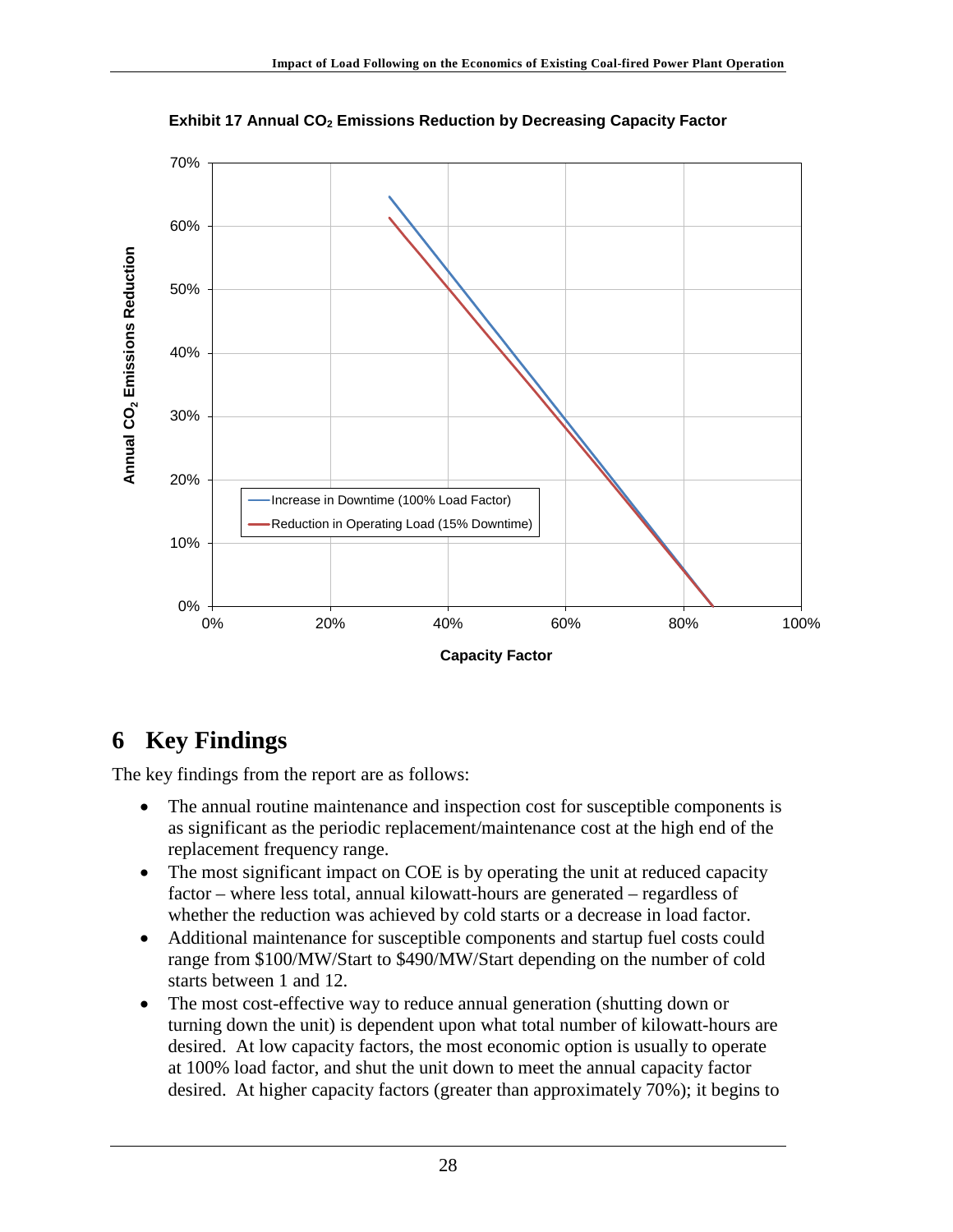**Exhibit 17 Annual $CO_2$ Emissions Reduction by Decreasing Capacity Factor**

# 6 Key Findings

The key findings from the report are as follows:

- The annual routine maintenance and inspection cost for susceptible components is as significant as the periodic replacement/maintenance cost at the high end of the replacement frequency range.
- The most significant impact on COE is by operating the unit at reduced capacity factor – where less total, annual kilowatt-hours are generated – regardless of whether the reduction was achieved by cold starts or a decrease in load factor.
- Additional maintenance for susceptible components and startup fuel costs could range from \$100/MW/Start to \$490/MW/Start depending on the number of cold starts between 1 and 12.
- The most cost-effective way to reduce annual generation (shutting down or turning down the unit) is dependent upon what total number of kilowatt-hours are desired. At low capacity factors, the most economic option is usually to operate at 100% load factor, and shut the unit down to meet the annual capacity factor desired. At higher capacity factors (greater than approximately 70%); it begins to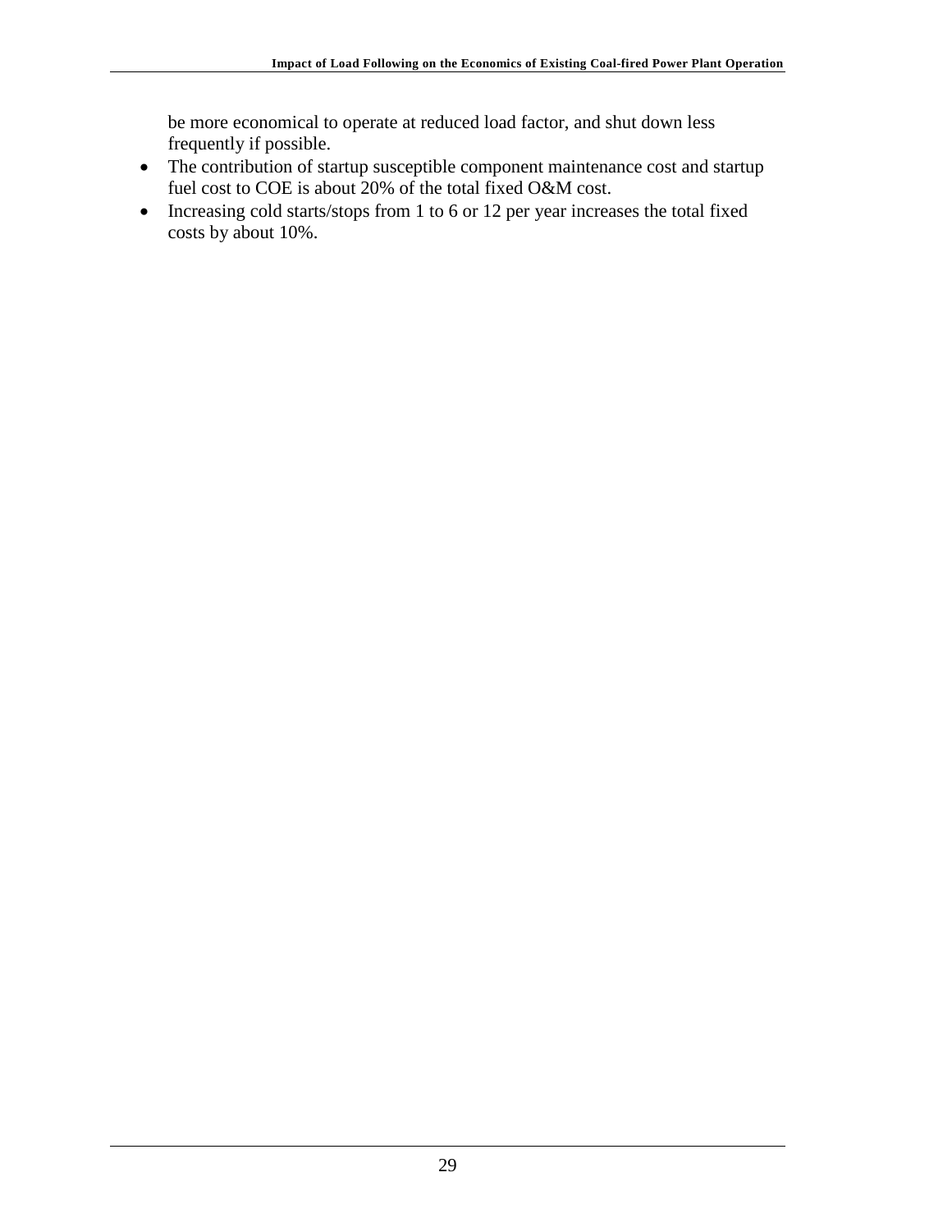be more economical to operate at reduced load factor, and shut down less frequently if possible.

- The contribution of startup susceptible component maintenance cost and startup fuel cost to COE is about 20% of the total fixed O&M cost.
- Increasing cold starts/stops from 1 to 6 or 12 per year increases the total fixed costs by about 10%.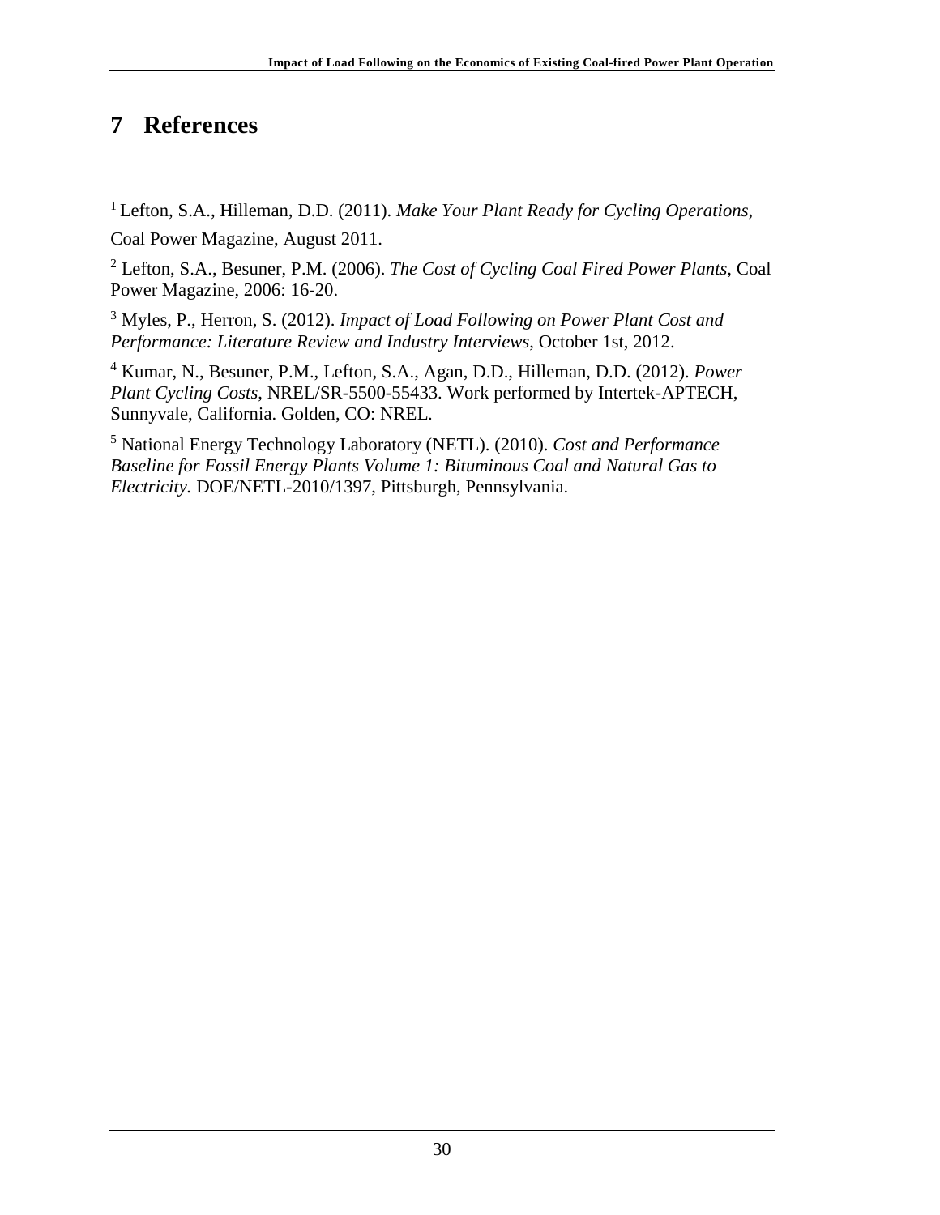# 7 References

[1] Lefton, S.A., Hilleman, D.D. (2011). *Make Your Plant Ready for Cycling Operations*, Coal Power Magazine, August 2011.

[2] Lefton, S.A., Besuner, P.M. (2006). *The Cost of Cycling Coal Fired Power Plants*, Coal Power Magazine, 2006: 16-20.

[3] Myles, P., Herron, S. (2012). *Impact of Load Following on Power Plant Cost and Performance: Literature Review and Industry Interviews*, October 1st, 2012.

[4] Kumar, N., Besuner, P.M., Lefton, S.A., Agan, D.D., Hilleman, D.D. (2012). *Power Plant Cycling Costs*, NREL/SR-5500-55433. Work performed by Intertek-APTECH, Sunnyvale, California. Golden, CO: NREL.

[5] National Energy Technology Laboratory (NETL). (2010). *Cost and Performance Baseline for Fossil Energy Plants Volume 1: Bituminous Coal and Natural Gas to Electricity.* DOE/NETL-2010/1397, Pittsburgh, Pennsylvania.